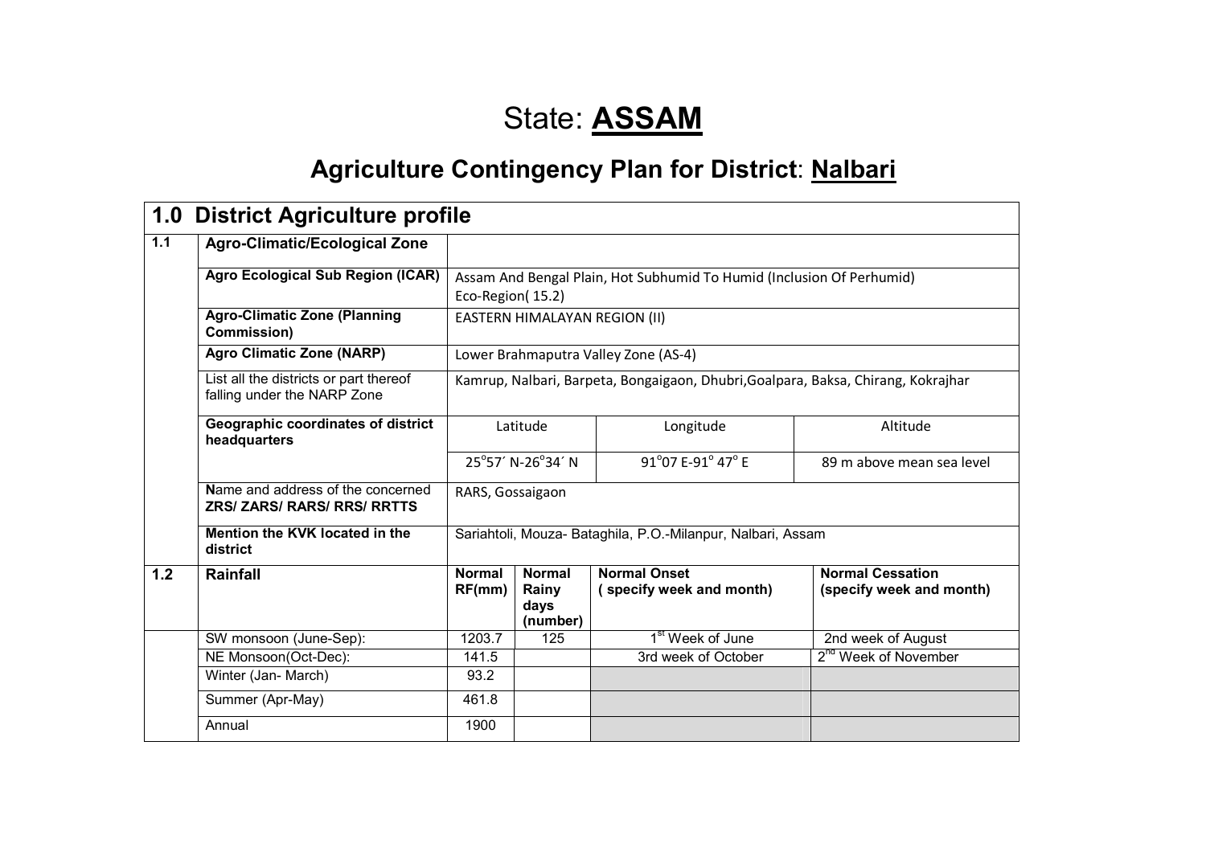# State: **ASSAM**

## Agriculture Contingency Plan for District: Nalbari

| **1.0 District Agriculture profile** | | | | | | |
|---|---|---|---|---|---|---|
| **1.1** | **Agro-Climatic/Ecological Zone** | | | | | |
| | **Agro Ecological Sub Region (ICAR)** | Assam And Bengal Plain, Hot Subhumid To Humid (Inclusion Of Perhumid) Eco-Region( 15.2) | | | | |
| | **Agro-Climatic Zone (Planning Commission)** | EASTERN HIMALAYAN REGION (II) | | | | |
| | **Agro Climatic Zone (NARP)** | Lower Brahmaputra Valley Zone (AS-4) | | | | |
| | List all the districts or part thereof falling under the NARP Zone | Kamrup, Nalbari, Barpeta, Bongaigaon, Dhubri,Goalpara, Baksa, Chirang, Kokrajhar | | | | |
| | **Geographic coordinates of district headquarters** | Latitude | | Longitude | | Altitude |
| | | 25°57´ N-26°34´ N | | 91°07 E-91° 47° E | | 89 m above mean sea level |
| | **N**ame and address of the concerned **ZRS/ ZARS/ RARS/ RRS/ RRTTS** | RARS, Gossaigaon | | | | |
| | **Mention the KVK located in the district** | Sariahtoli, Mouza- Bataghila, P.O.-Milanpur, Nalbari, Assam | | | | |
| **1.2** | **Rainfall** | **Normal RF(mm)** | **Normal Rainy days (number)** | **Normal Onset ( specify week and month)** | | **Normal Cessation (specify week and month)** |
| | SW monsoon (June-Sep): | 1203.7 | 125 | 1st Week of June | | 2nd week of August |
| | NE Monsoon(Oct-Dec): | 141.5 | | 3rd week of October | | 2nd Week of November |
| | Winter (Jan- March) | 93.2 | | | | |
| | Summer (Apr-May) | 461.8 | | | | |
| | Annual | 1900 | | | | |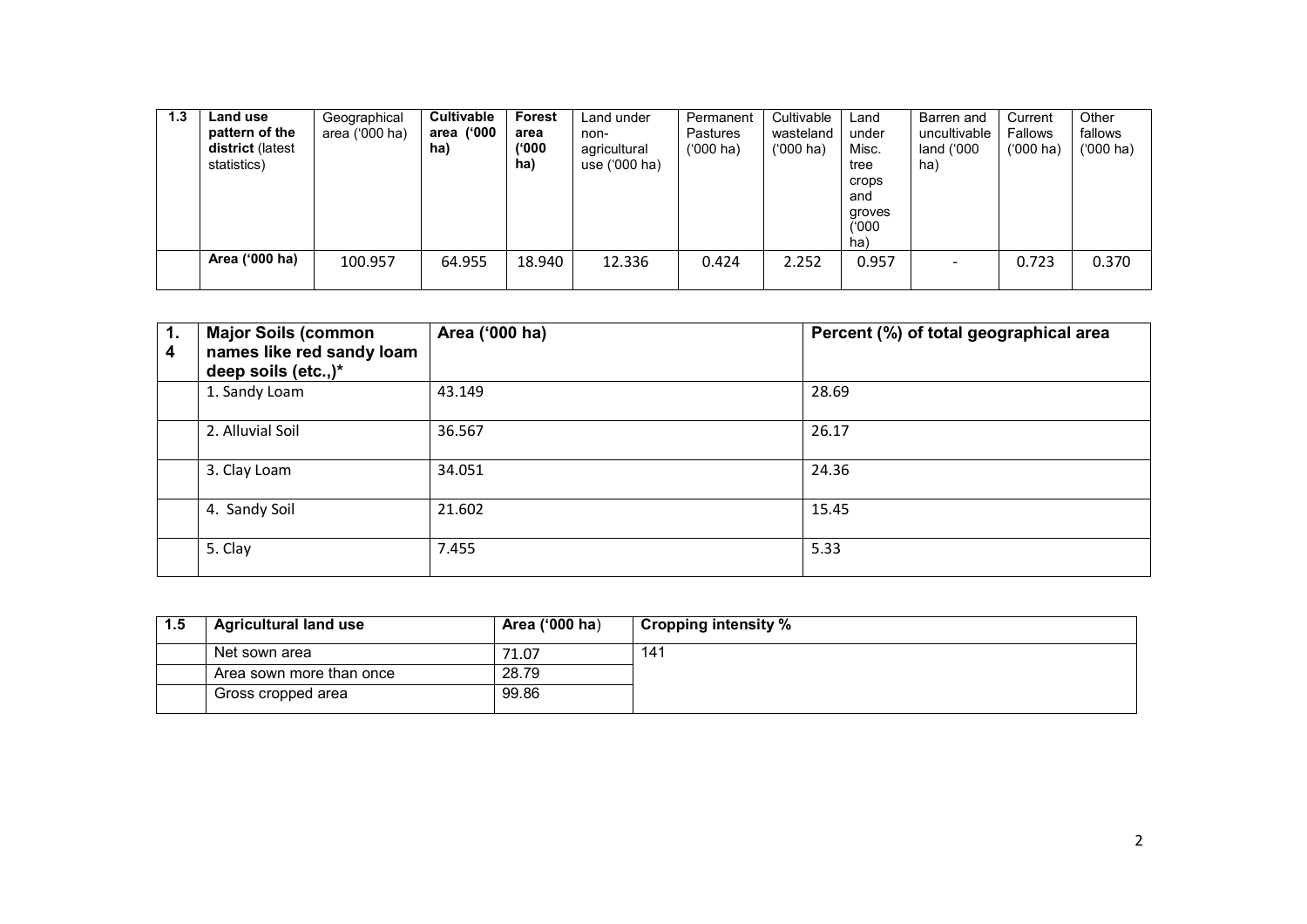| 1.3 | Land use pattern of the district (latest statistics) | Geographical area ('000 ha) | Cultivable area ('000 ha) | Forest area ('000 ha) | Land under non-agricultural use ('000 ha) | Permanent Pastures ('000 ha) | Cultivable wasteland ('000 ha) | Land under Misc. tree crops and groves ('000 ha) | Barren and uncultivable land ('000 ha) | Current Fallows ('000 ha) | Other fallows ('000 ha) |
|---|---|---|---|---|---|---|---|---|---|---|---|
| | Area ('000 ha) | 100.957 | 64.955 | 18.940 | 12.336 | 0.424 | 2.252 | 0.957 | - | 0.723 | 0.370 |

| 1.4 | Major Soils (common names like red sandy loam deep soils (etc.,)* | Area ('000 ha) | Percent (%) of total geographical area |
|---|---|---|---|
| | 1. Sandy Loam | 43.149 | 28.69 |
| | 2. Alluvial Soil | 36.567 | 26.17 |
| | 3. Clay Loam | 34.051 | 24.36 |
| | 4. Sandy Soil | 21.602 | 15.45 |
| | 5. Clay | 7.455 | 5.33 |

| 1.5 | Agricultural land use | Area ('000 ha) | Cropping intensity % |
|---|---|---|---|
| | Net sown area | 71.07 | 141 |
| | Area sown more than once | 28.79 | |
| | Gross cropped area | 99.86 | |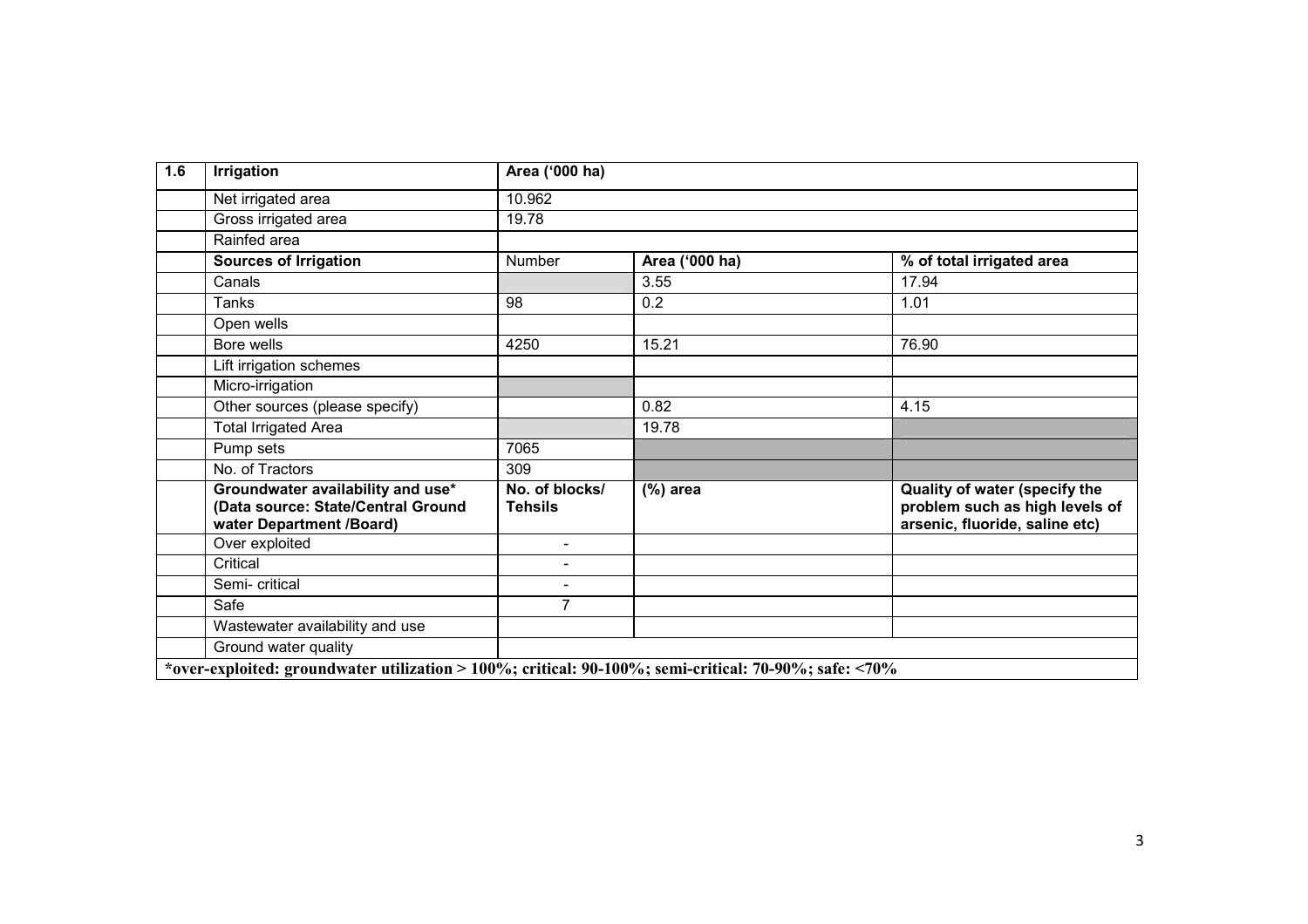| 1.6 | Irrigation | Area ('000 ha) | | |
|---|---|---|---|---|
| | Net irrigated area | 10.962 | | |
| | Gross irrigated area | 19.78 | | |
| | Rainfed area | | | |
| | **Sources of Irrigation** | Number | **Area ('000 ha)** | **% of total irrigated area** |
| | Canals | | 3.55 | 17.94 |
| | Tanks | 98 | 0.2 | 1.01 |
| | Open wells | | | |
| | Bore wells | 4250 | 15.21 | 76.90 |
| | Lift irrigation schemes | | | |
| | Micro-irrigation | | | |
| | Other sources (please specify) | | 0.82 | 4.15 |
| | Total Irrigated Area | | 19.78 | |
| | Pump sets | 7065 | | |
| | No. of Tractors | 309 | | |
| | **Groundwater availability and use* (Data source: State/Central Ground water Department /Board)** | **No. of blocks/ Tehsils** | **(%) area** | **Quality of water (specify the problem such as high levels of arsenic, fluoride, saline etc)** |
| | Over exploited | - | | |
| | Critical | - | | |
| | Semi- critical | - | | |
| | Safe | 7 | | |
| | Wastewater availability and use | | | |
| | Ground water quality | | | |

***over-exploited: groundwater utilization > 100%; critical: 90-100%; semi-critical: 70-90%; safe: <70%**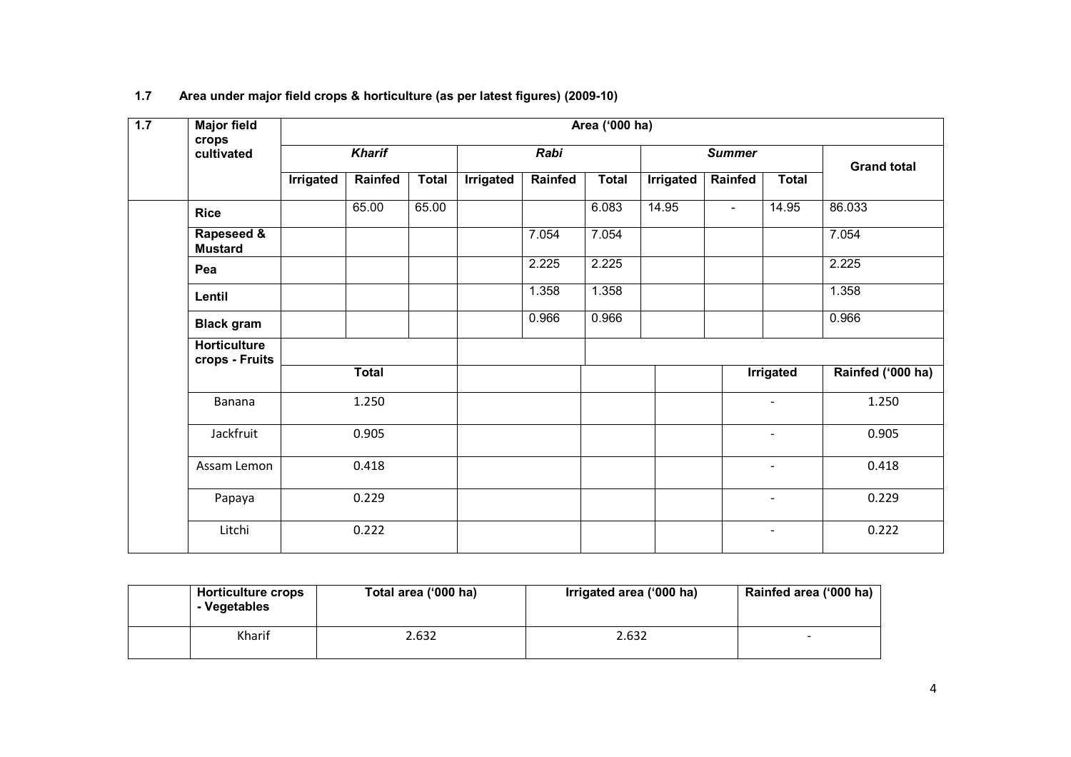**1.7 Area under major field crops & horticulture (as per latest figures) (2009-10)**

| 1.7 | Major field crops cultivated | Area ('000 ha) | | | | | | | | | |
|---|---|---|---|---|---|---|---|---|---|---|---|
| | | *Kharif* | | | *Rabi* | | | *Summer* | | | Grand total |
| | | Irrigated | Rainfed | Total | Irrigated | Rainfed | Total | Irrigated | Rainfed | Total | |
| | **Rice** | | 65.00 | 65.00 | | | 6.083 | 14.95 | - | 14.95 | 86.033 |
| | **Rapeseed & Mustard** | | | | | 7.054 | 7.054 | | | | 7.054 |
| | **Pea** | | | | | 2.225 | 2.225 | | | | 2.225 |
| | **Lentil** | | | | | 1.358 | 1.358 | | | | 1.358 |
| | **Black gram** | | | | | 0.966 | 0.966 | | | | 0.966 |
| | **Horticulture crops - Fruits** | | | | | | | | | | |
| | | Total | | | | | | | Irrigated | | Rainfed ('000 ha) |
| | Banana | 1.250 | | | | | | | - | | 1.250 |
| | Jackfruit | 0.905 | | | | | | | - | | 0.905 |
| | Assam Lemon | 0.418 | | | | | | | - | | 0.418 |
| | Papaya | 0.229 | | | | | | | - | | 0.229 |
| | Litchi | 0.222 | | | | | | | - | | 0.222 |

| | Horticulture crops - Vegetables | Total area ('000 ha) | Irrigated area ('000 ha) | Rainfed area ('000 ha) |
|---|---|---|---|---|
| | Kharif | 2.632 | 2.632 | - |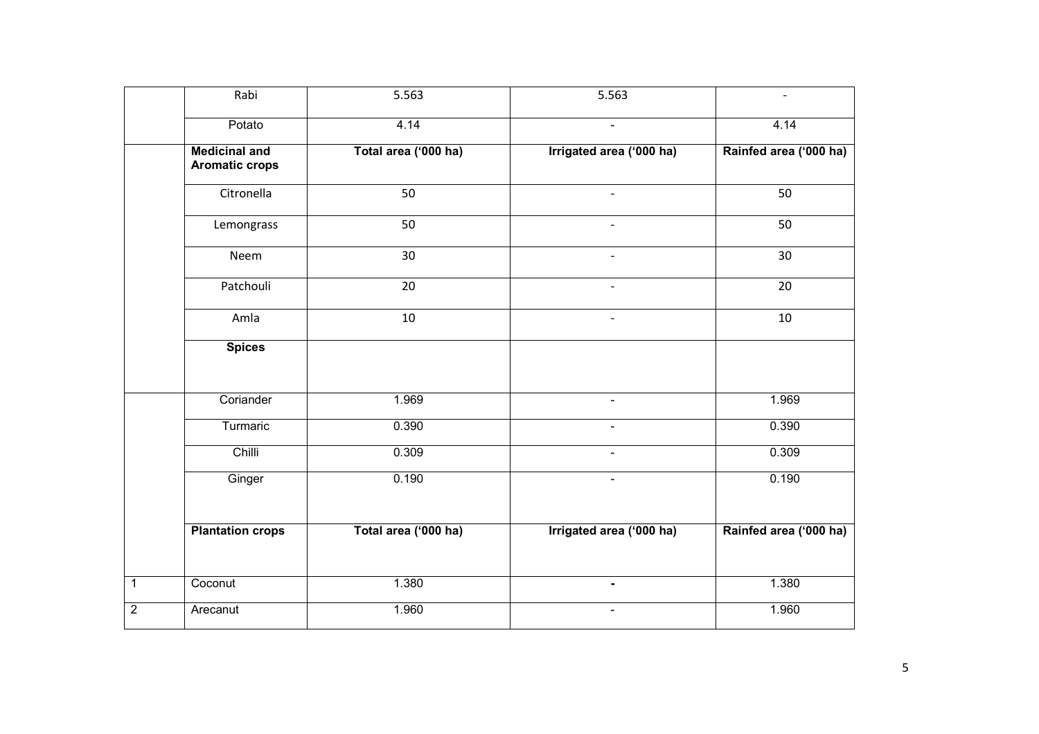| | Rabi | 5.563 | 5.563 | - |
|---|---|---|---|---|
| | Potato | 4.14 | - | 4.14 |
| | **Medicinal and Aromatic crops** | **Total area ('000 ha)** | **Irrigated area ('000 ha)** | **Rainfed area ('000 ha)** |
| | Citronella | 50 | - | 50 |
| | Lemongrass | 50 | - | 50 |
| | Neem | 30 | - | 30 |
| | Patchouli | 20 | - | 20 |
| | Amla | 10 | - | 10 |
| | **Spices** | | | |
| | Coriander | 1.969 | - | 1.969 |
| | Turmaric | 0.390 | - | 0.390 |
| | Chilli | 0.309 | - | 0.309 |
| | Ginger | 0.190 | - | 0.190 |
| | **Plantation crops** | **Total area ('000 ha)** | **Irrigated area ('000 ha)** | **Rainfed area ('000 ha)** |
| 1 | Coconut | 1.380 | **-** | 1.380 |
| 2 | Arecanut | 1.960 | - | 1.960 |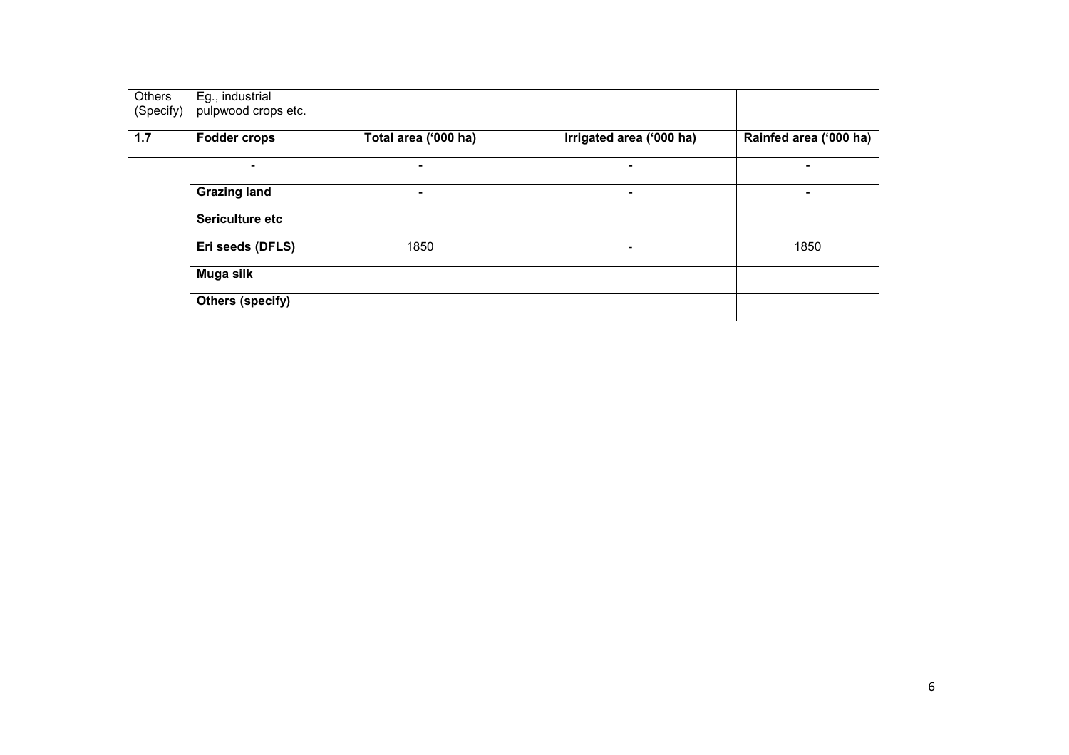| Others (Specify) | Eg., industrial pulpwood crops etc. | | | |
|---|---|---|---|---|
| **1.7** | **Fodder crops** | **Total area ('000 ha)** | **Irrigated area ('000 ha)** | **Rainfed area ('000 ha)** |
| | - | - | - | - |
| | **Grazing land** | - | - | - |
| | **Sericulture etc** | | | |
| | **Eri seeds (DFLS)** | 1850 | - | 1850 |
| | **Muga silk** | | | |
| | **Others (specify)** | | | |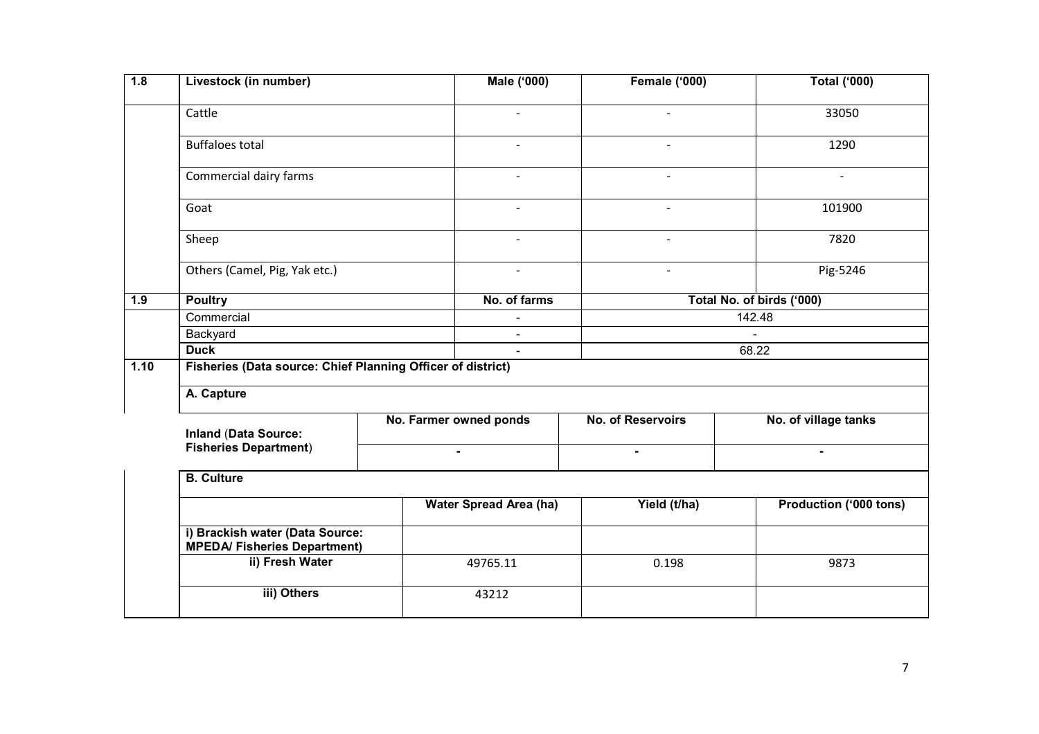| 1.8 | Livestock (in number) | Male ('000) | Female ('000) | Total ('000) |
|---|---|---|---|---|
| | Cattle | - | - | 33050 |
| | Buffaloes total | - | - | 1290 |
| | Commercial dairy farms | - | - | - |
| | Goat | - | - | 101900 |
| | Sheep | - | - | 7820 |
| | Others (Camel, Pig, Yak etc.) | - | - | Pig-5246 |
| **1.9** | **Poultry** | **No. of farms** | **Total No. of birds ('000)** | |
| | Commercial | - | 142.48 | |
| | Backyard | - | - | |
| | **Duck** | - | 68.22 | |

| 1.10 | Fisheries (Data source: Chief Planning Officer of district) | | | |
|---|---|---|---|---|
| | **A. Capture** | | | |
| | **Inland (Data Source: Fisheries Department)** | **No. Farmer owned ponds** | **No. of Reservoirs** | **No. of village tanks** |
| | | - | - | - |
| | **B. Culture** | | | |
| | | **Water Spread Area (ha)** | **Yield (t/ha)** | **Production ('000 tons)** |
| | **i) Brackish water (Data Source: MPEDA/ Fisheries Department)** | | | |
| | **ii) Fresh Water** | 49765.11 | 0.198 | 9873 |
| | **iii) Others** | 43212 | | |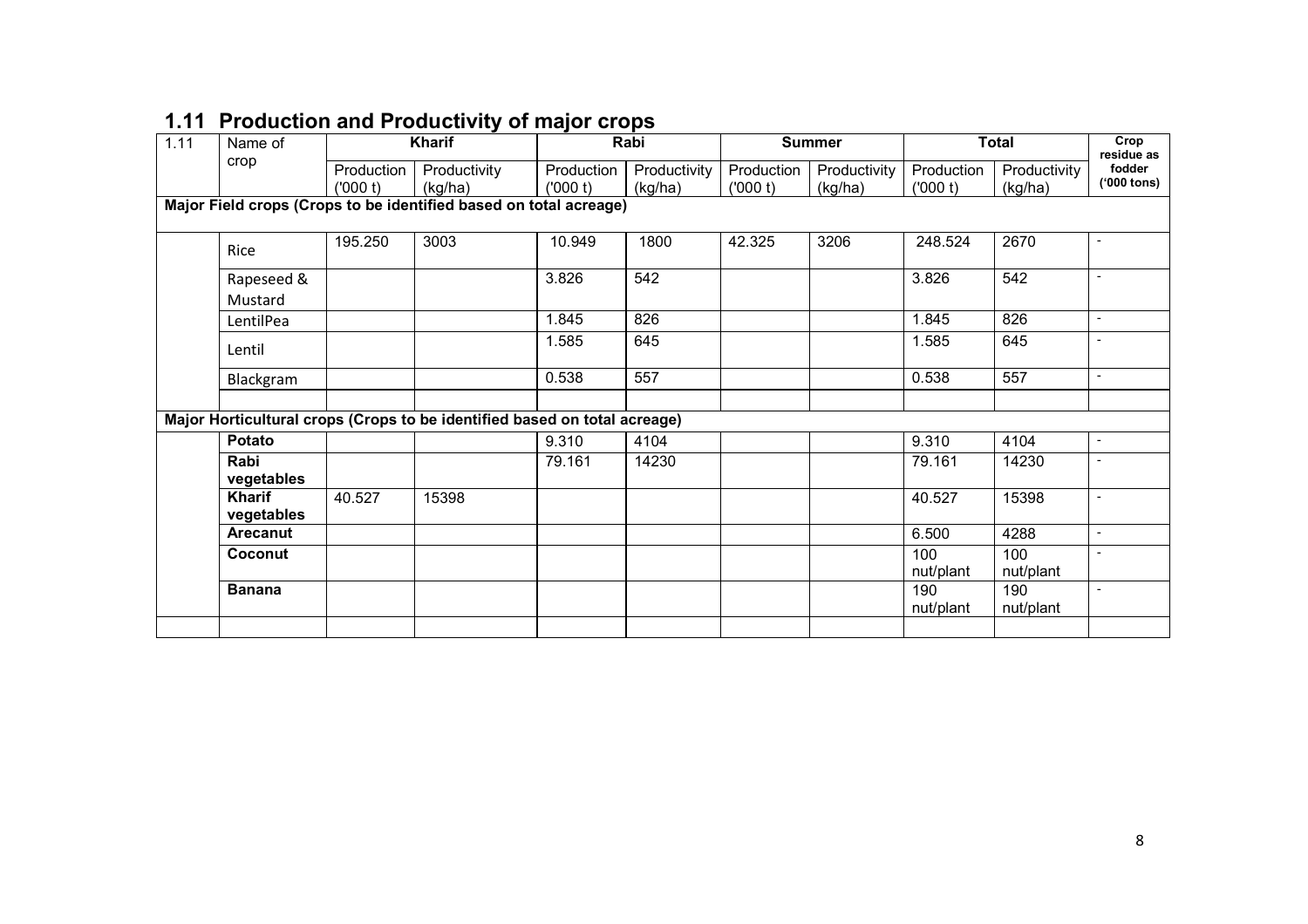## 1.11 Production and Productivity of major crops

| 1.11 | Name of crop | Kharif | | Rabi | | Summer | | Total | | Crop residue as fodder ('000 tons) |
|---|---|---|---|---|---|---|---|---|---|---|
| | | Production ('000 t) | Productivity (kg/ha) | Production ('000 t) | Productivity (kg/ha) | Production ('000 t) | Productivity (kg/ha) | Production ('000 t) | Productivity (kg/ha) | |
| **Major Field crops (Crops to be identified based on total acreage)** | | | | | | | | | | |
| | Rice | 195.250 | 3003 | 10.949 | 1800 | 42.325 | 3206 | 248.524 | 2670 | - |
| | Rapeseed & Mustard | | | 3.826 | 542 | | | 3.826 | 542 | - |
| | LentilPea | | | 1.845 | 826 | | | 1.845 | 826 | - |
| | Lentil | | | 1.585 | 645 | | | 1.585 | 645 | - |
| | Blackgram | | | 0.538 | 557 | | | 0.538 | 557 | - |
| | | | | | | | | | | |
| **Major Horticultural crops (Crops to be identified based on total acreage)** | | | | | | | | | | |
| | **Potato** | | | 9.310 | 4104 | | | 9.310 | 4104 | - |
| | **Rabi vegetables** | | | 79.161 | 14230 | | | 79.161 | 14230 | - |
| | **Kharif vegetables** | 40.527 | 15398 | | | | | 40.527 | 15398 | - |
| | **Arecanut** | | | | | | | 6.500 | 4288 | - |
| | **Coconut** | | | | | | | 100 nut/plant | 100 nut/plant | - |
| | **Banana** | | | | | | | 190 nut/plant | 190 nut/plant | - |
| | | | | | | | | | | |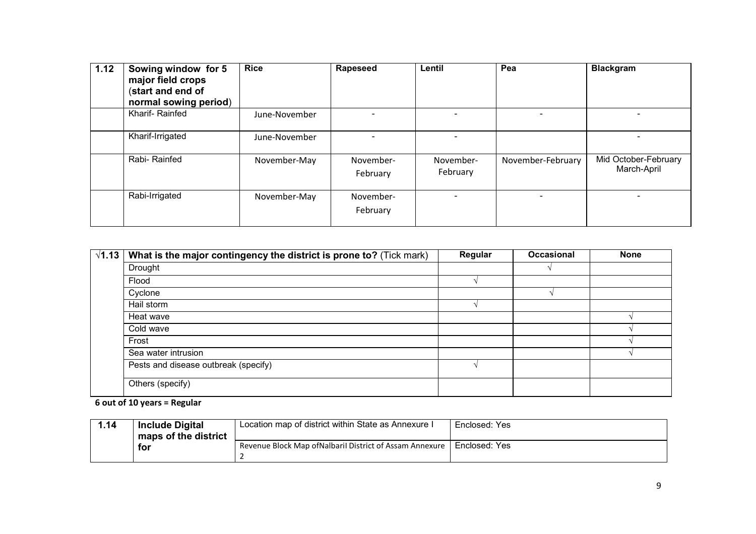| 1.12 | Sowing window for 5 major field crops (start and end of normal sowing period) | Rice | Rapeseed | Lentil | Pea | Blackgram |
|---|---|---|---|---|---|---|
| | Kharif- Rainfed | June-November | - | - | - | - |
| | Kharif-Irrigated | June-November | - | - | | - |
| | Rabi- Rainfed | November-May | November-February | November-February | November-February | Mid October-February March-April |
| | Rabi-Irrigated | November-May | November-February | - | - | - |

| √1.13 | What is the major contingency the district is prone to? (Tick mark) | Regular | Occasional | None |
|---|---|---|---|---|
| | Drought | | √ | |
| | Flood | √ | | |
| | Cyclone | | √ | |
| | Hail storm | √ | | |
| | Heat wave | | | √ |
| | Cold wave | | | √ |
| | Frost | | | √ |
| | Sea water intrusion | | | √ |
| | Pests and disease outbreak (specify) | √ | | |
| | Others (specify) | | | |

**6 out of 10 years = Regular**

| 1.14 | Include Digital maps of the district for | Location map of district within State as Annexure I | Enclosed: Yes |
|---|---|---|---|
| | | Revenue Block Map ofNalbaril District of Assam Annexure 2 | Enclosed: Yes |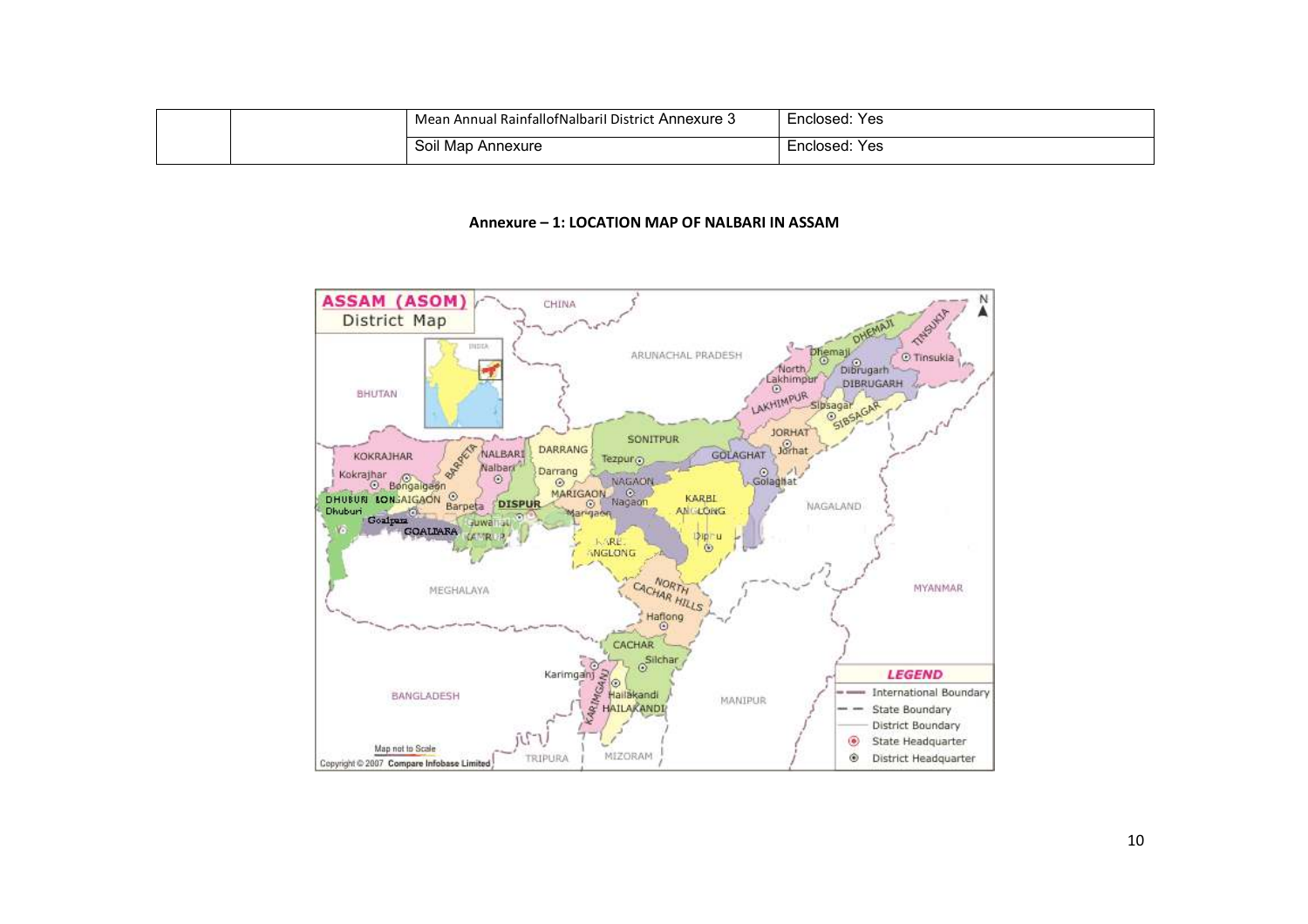|  |  | Mean Annual RainfallofNalbaril District Annexure 3 | Enclosed: Yes |
|---|---|---|---|
|  |  | Soil Map Annexure | Enclosed: Yes |

**Annexure – 1: LOCATION MAP OF NALBARI IN ASSAM**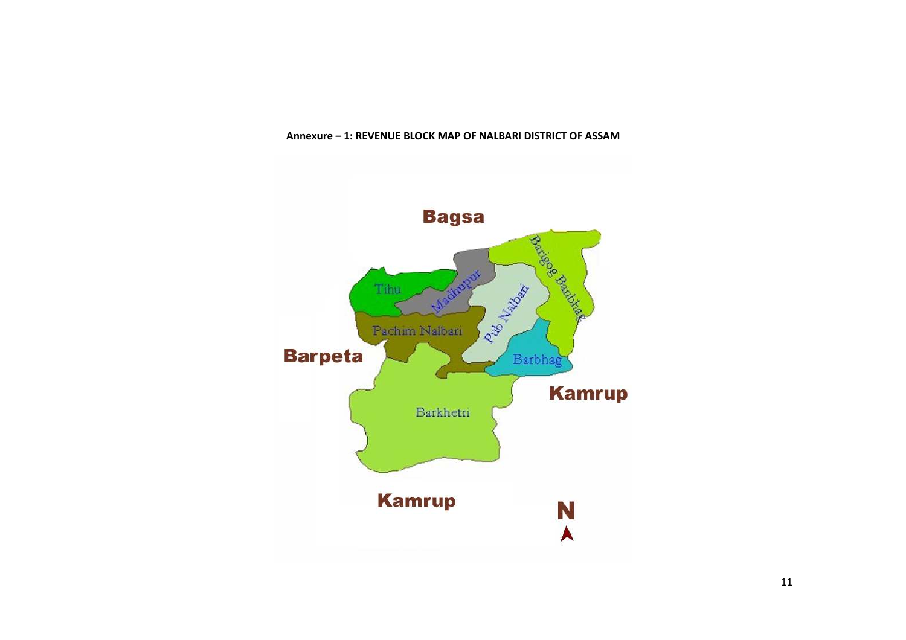**Annexure – 1: REVENUE BLOCK MAP OF NALBARI DISTRICT OF ASSAM**

Bagsa

Tihu

Madhupur

Pub Nalbari

Barigog Banbhag

Pachim Nalbari

Barpeta

Barbhag

Kamrup

Barkhetri

Kamrup

N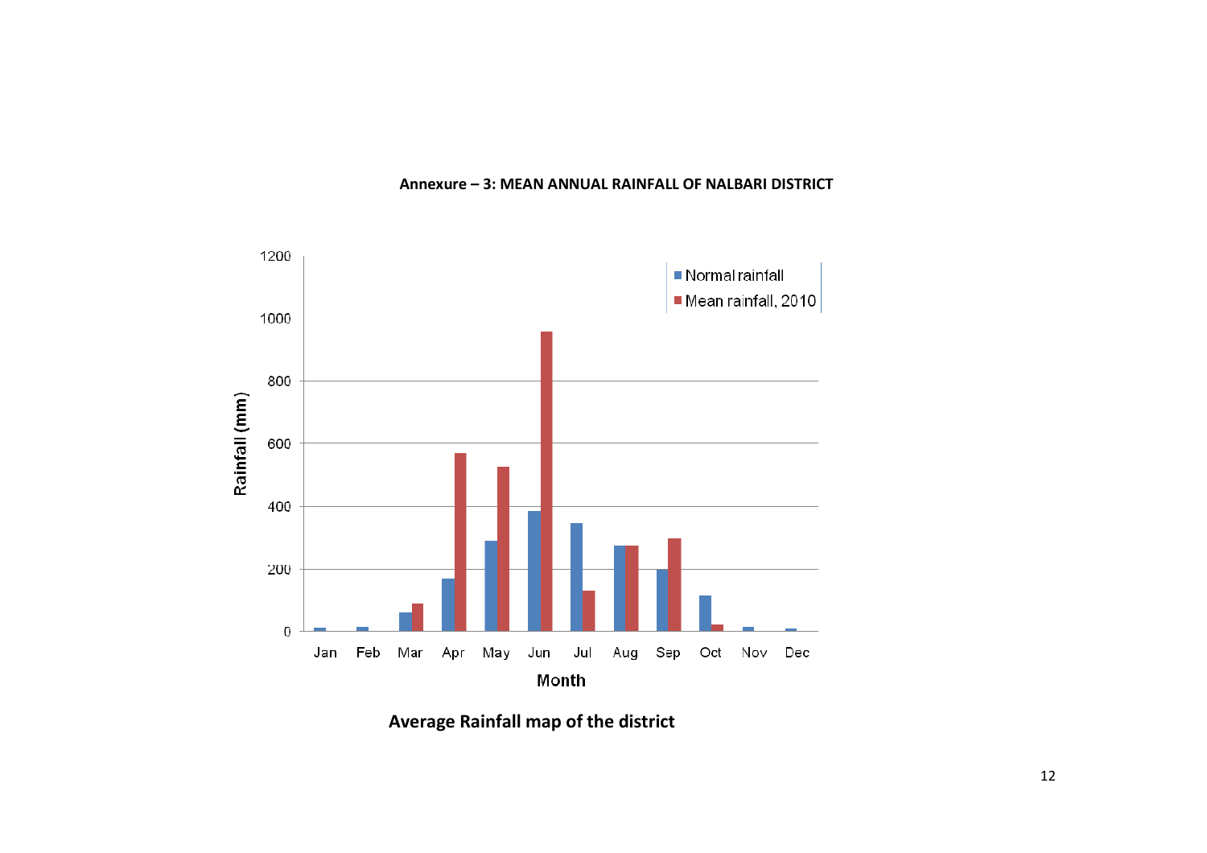**Annexure – 3: MEAN ANNUAL RAINFALL OF NALBARI DISTRICT**

**Average Rainfall map of the district**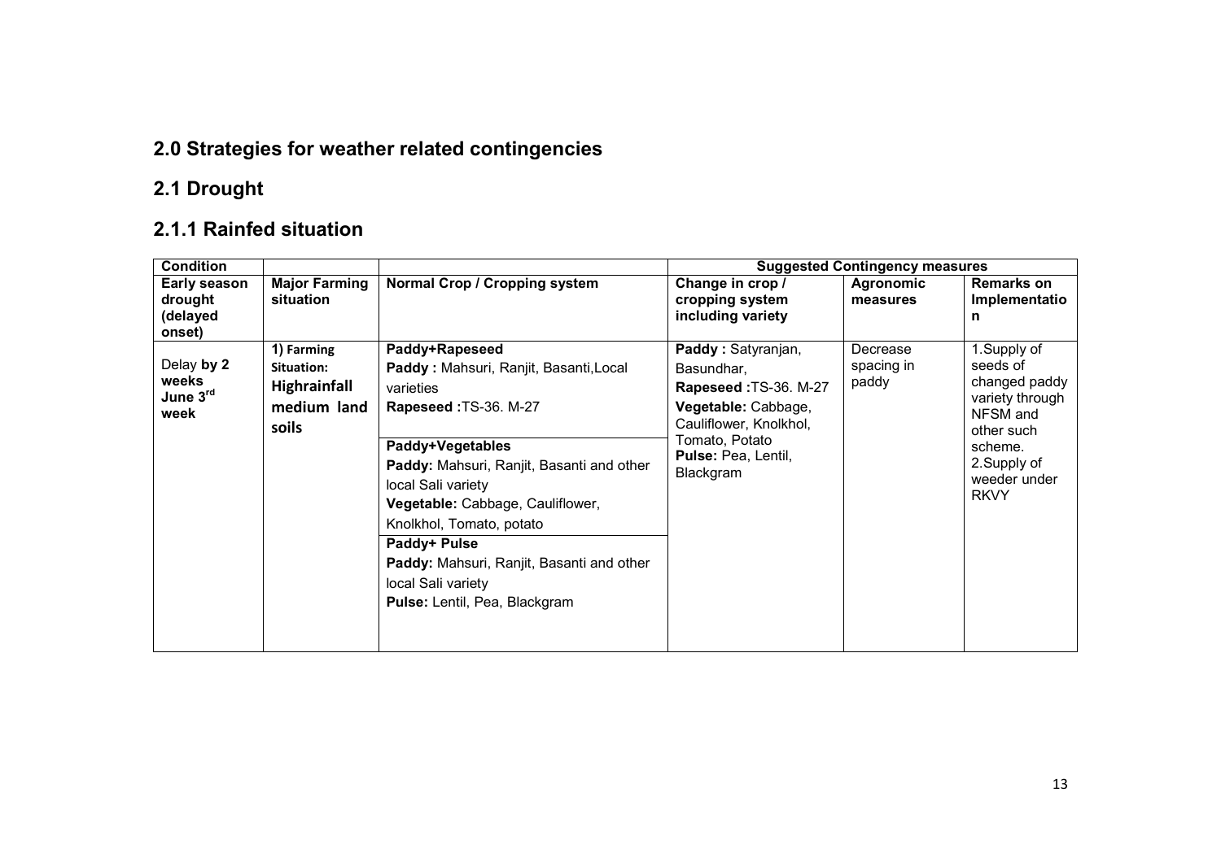## 2.0 Strategies for weather related contingencies

## 2.1 Drought

## 2.1.1 Rainfed situation

| Condition | | | Suggested Contingency measures | | |
|---|---|---|---|---|---|
| **Early season drought (delayed onset)** | **Major Farming situation** | **Normal Crop / Cropping system** | **Change in crop / cropping system including variety** | **Agronomic measures** | **Remarks on Implementation** |
| Delay **by 2 weeks June 3rd week** | 1) Farming Situation: **Highrainfall medium land soils** | **Paddy+Rapeseed**<br>**Paddy :** Mahsuri, Ranjit, Basanti,Local varieties<br>**Rapeseed :**TS-36. M-27<br><br>**Paddy+Vegetables**<br>**Paddy:** Mahsuri, Ranjit, Basanti and other local Sali variety<br>**Vegetable:** Cabbage, Cauliflower, Knolkhol, Tomato, potato<br><br>**Paddy+ Pulse**<br>**Paddy:** Mahsuri, Ranjit, Basanti and other local Sali variety<br>**Pulse:** Lentil, Pea, Blackgram | **Paddy :** Satyranjan, Basundhar,<br>**Rapeseed :**TS-36. M-27<br>**Vegetable:** Cabbage, Cauliflower, Knolkhol, Tomato, Potato<br>**Pulse:** Pea, Lentil, Blackgram | Decrease spacing in paddy | 1.Supply of seeds of changed paddy variety through NFSM and other such scheme.<br>2.Supply of weeder under RKVY |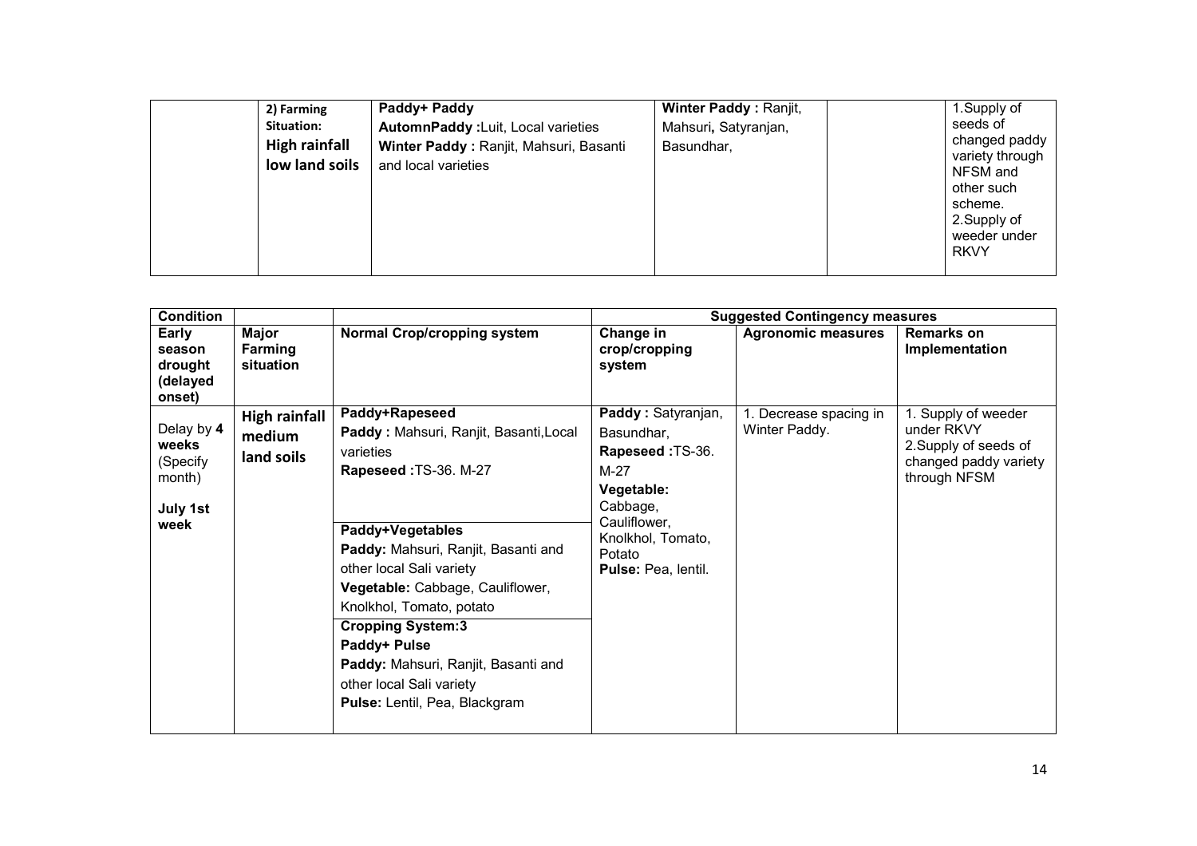| | 2) Farming Situation: **High rainfall low land soils** | **Paddy+ Paddy**<br>**AutomnPaddy :**Luit, Local varieties<br>**Winter Paddy :** Ranjit, Mahsuri, Basanti and local varieties | **Winter Paddy :** Ranjit, Mahsuri**,** Satyranjan, Basundhar, | | 1.Supply of seeds of changed paddy variety through NFSM and other such scheme.<br>2.Supply of weeder under RKVY |
|---|---|---|---|---|---|

| **Condition** | | | **Suggested Contingency measures** | | |
|---|---|---|---|---|---|
| **Early season drought (delayed onset)** | **Major Farming situation** | **Normal Crop/cropping system** | **Change in crop/cropping system** | **Agronomic measures** | **Remarks on Implementation** |
| Delay by **4 weeks** (Specify month)<br><br>**July 1st week** | **High rainfall medium land soils** | **Paddy+Rapeseed**<br>**Paddy :** Mahsuri, Ranjit, Basanti,Local varieties<br>**Rapeseed :**TS-36. M-27<br><br>**Paddy+Vegetables**<br>**Paddy:** Mahsuri, Ranjit, Basanti and other local Sali variety<br>**Vegetable:** Cabbage, Cauliflower, Knolkhol, Tomato, potato<br><br>**Cropping System:3**<br>**Paddy+ Pulse**<br>**Paddy:** Mahsuri, Ranjit, Basanti and other local Sali variety<br>**Pulse:** Lentil, Pea, Blackgram | **Paddy :** Satyranjan, Basundhar,<br>**Rapeseed :**TS-36. M-27<br>**Vegetable:** Cabbage, Cauliflower, Knolkhol, Tomato, Potato<br>**Pulse:** Pea, lentil. | 1. Decrease spacing in Winter Paddy. | 1. Supply of weeder under RKVY<br>2.Supply of seeds of changed paddy variety through NFSM |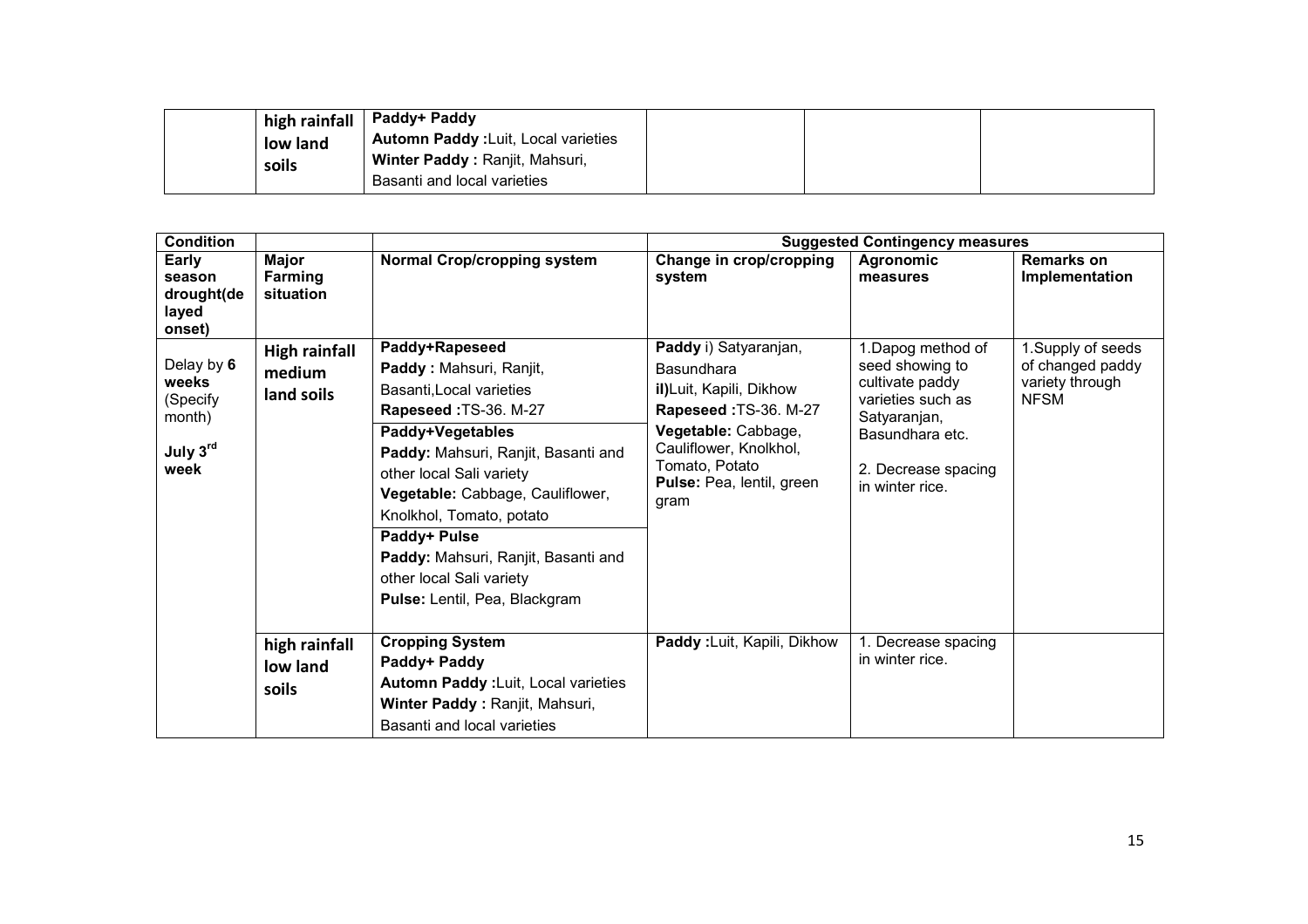| | high rainfall low land soils | **Paddy+ Paddy**<br>**Automn Paddy :**Luit, Local varieties<br>**Winter Paddy :** Ranjit, Mahsuri, Basanti and local varieties | | | |
|---|---|---|---|---|---|

| **Condition** | | | **Suggested Contingency measures** | | |
|---|---|---|---|---|---|
| **Early season drought(delayed onset)** | **Major Farming situation** | **Normal Crop/cropping system** | **Change in crop/cropping system** | **Agronomic measures** | **Remarks on Implementation** |
| Delay by **6 weeks** (Specify month)<br><br>**July 3rd week** | **High rainfall medium land soils** | **Paddy+Rapeseed**<br>**Paddy :** Mahsuri, Ranjit, Basanti,Local varieties<br>**Rapeseed :**TS-36. M-27<br>**Paddy+Vegetables**<br>**Paddy:** Mahsuri, Ranjit, Basanti and other local Sali variety<br>**Vegetable:** Cabbage, Cauliflower, Knolkhol, Tomato, potato<br>**Paddy+ Pulse**<br>**Paddy:** Mahsuri, Ranjit, Basanti and other local Sali variety<br>**Pulse:** Lentil, Pea, Blackgram | **Paddy** i) Satyaranjan, Basundhara<br>**ii)**Luit, Kapili, Dikhow<br>**Rapeseed :**TS-36. M-27<br>**Vegetable:** Cabbage, Cauliflower, Knolkhol, Tomato, Potato<br>**Pulse:** Pea, lentil, green gram | 1.Dapog method of seed showing to cultivate paddy varieties such as Satyaranjan, Basundhara etc.<br><br>2. Decrease spacing in winter rice. | 1.Supply of seeds of changed paddy variety through NFSM |
| | **high rainfall low land soils** | **Cropping System**<br>**Paddy+ Paddy**<br>**Automn Paddy :**Luit, Local varieties<br>**Winter Paddy :** Ranjit, Mahsuri, Basanti and local varieties | **Paddy :**Luit, Kapili, Dikhow | 1. Decrease spacing in winter rice. | |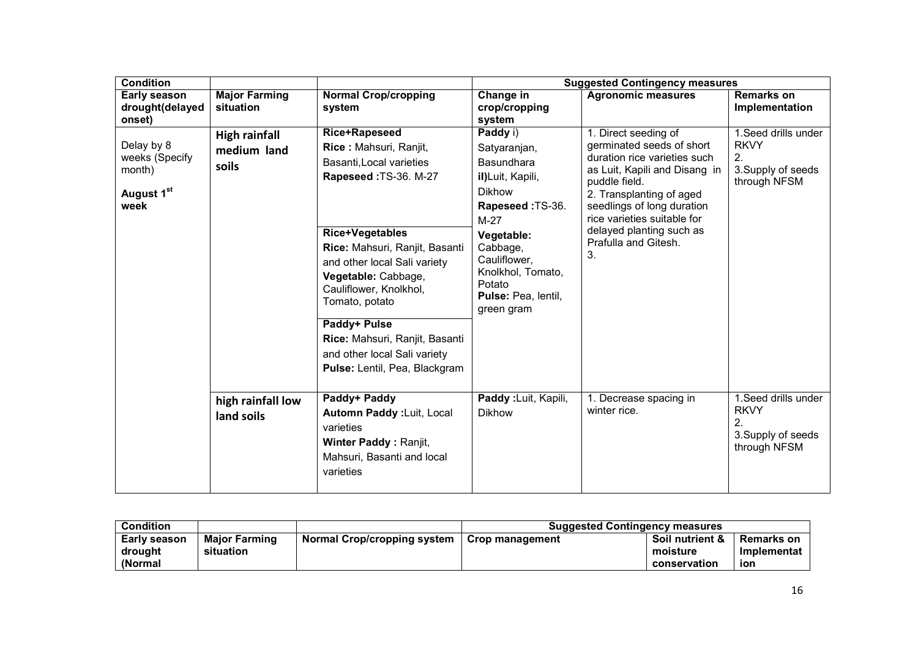| Condition | | | Suggested Contingency measures | | |
|---|---|---|---|---|---|
| **Early season drought(delayed onset)** | **Major Farming situation** | **Normal Crop/cropping system** | **Change in crop/cropping system** | **Agronomic measures** | **Remarks on Implementation** |
| Delay by 8 weeks (Specify month)<br><br>**August 1st week** | **High rainfall medium land soils** | **Rice+Rapeseed**<br>**Rice :** Mahsuri, Ranjit, Basanti,Local varieties<br>**Rapeseed :**TS-36. M-27<br><br>**Rice+Vegetables**<br>**Rice:** Mahsuri, Ranjit, Basanti and other local Sali variety<br>**Vegetable:** Cabbage, Cauliflower, Knolkhol, Tomato, potato<br><br>**Paddy+ Pulse**<br>**Rice:** Mahsuri, Ranjit, Basanti and other local Sali variety<br>**Pulse:** Lentil, Pea, Blackgram | **Paddy** i) Satyaranjan, Basundhara<br>**il)**Luit, Kapili, Dikhow<br>**Rapeseed :**TS-36. M-27<br>**Vegetable:** Cabbage, Cauliflower, Knolkhol, Tomato, Potato<br>**Pulse:** Pea, lentil, green gram | 1. Direct seeding of germinated seeds of short duration rice varieties such as Luit, Kapili and Disang in puddle field.<br>2. Transplanting of aged seedlings of long duration rice varieties suitable for delayed planting such as Prafulla and Gitesh.<br>3. | 1.Seed drills under RKVY<br>2.<br>3.Supply of seeds through NFSM |
| | **high rainfall low land soils** | **Paddy+ Paddy**<br>**Automn Paddy :**Luit, Local varieties<br>**Winter Paddy :** Ranjit, Mahsuri, Basanti and local varieties | **Paddy :**Luit, Kapili, Dikhow | 1. Decrease spacing in winter rice. | 1.Seed drills under RKVY<br>2.<br>3.Supply of seeds through NFSM |

| Condition | | | Suggested Contingency measures | | |
|---|---|---|---|---|---|
| **Early season drought (Normal** | **Major Farming situation** | **Normal Crop/cropping system** | **Crop management** | **Soil nutrient & moisture conservation** | **Remarks on Implementation** |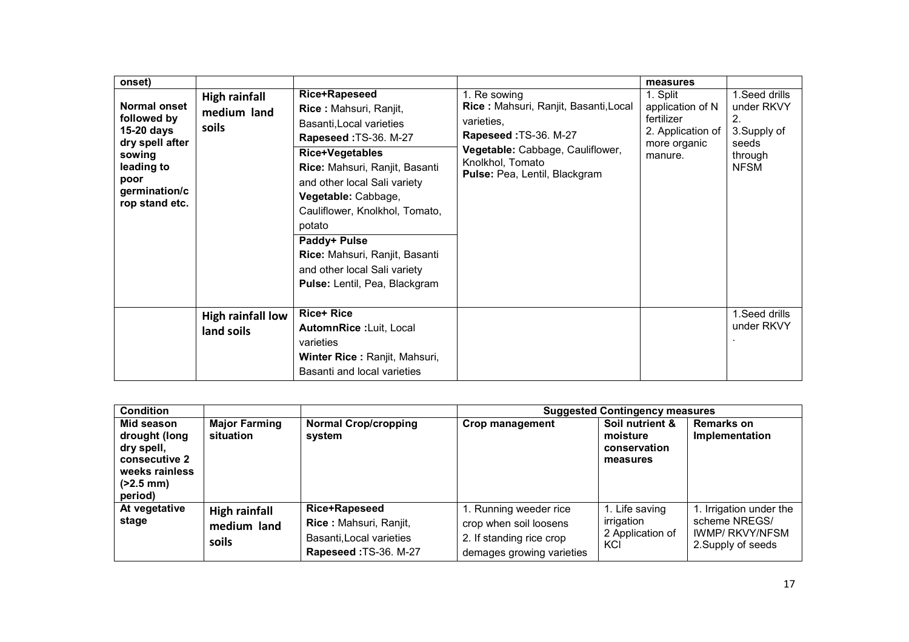| onset) | | | | measures | |
|---|---|---|---|---|---|
| **Normal onset followed by 15-20 days dry spell after sowing leading to poor germination/crop stand etc.** | **High rainfall medium land soils** | **Rice+Rapeseed**<br>**Rice :** Mahsuri, Ranjit, Basanti,Local varieties<br>**Rapeseed :**TS-36. M-27<br>**Rice+Vegetables**<br>**Rice:** Mahsuri, Ranjit, Basanti and other local Sali variety<br>**Vegetable:** Cabbage, Cauliflower, Knolkhol, Tomato, potato<br>**Paddy+ Pulse**<br>**Rice:** Mahsuri, Ranjit, Basanti and other local Sali variety<br>**Pulse:** Lentil, Pea, Blackgram | 1. Re sowing<br>**Rice :** Mahsuri, Ranjit, Basanti,Local varieties,<br>**Rapeseed :**TS-36. M-27<br>**Vegetable:** Cabbage, Cauliflower, Knolkhol, Tomato<br>**Pulse:** Pea, Lentil, Blackgram | 1. Split application of N fertilizer<br>2. Application of more organic manure. | 1.Seed drills under RKVY<br>2.<br>3.Supply of seeds through NFSM |
| | **High rainfall low land soils** | **Rice+ Rice**<br>**AutomnRice :**Luit, Local varieties<br>**Winter Rice :** Ranjit, Mahsuri, Basanti and local varieties | | | 1.Seed drills under RKVY<br>. |

| Condition | | | Suggested Contingency measures | | |
|---|---|---|---|---|---|
| **Mid season drought (long dry spell, consecutive 2 weeks rainless (>2.5 mm) period)** | **Major Farming situation** | **Normal Crop/cropping system** | **Crop management** | **Soil nutrient & moisture conservation measures** | **Remarks on Implementation** |
| **At vegetative stage** | **High rainfall medium land soils** | **Rice+Rapeseed**<br>**Rice :** Mahsuri, Ranjit, Basanti,Local varieties<br>**Rapeseed :**TS-36. M-27 | 1. Running weeder rice crop when soil loosens<br>2. If standing rice crop demages growing varieties | 1. Life saving irrigation<br>2 Application of KCl | 1. Irrigation under the scheme NREGS/ IWMP/ RKVY/NFSM<br>2.Supply of seeds |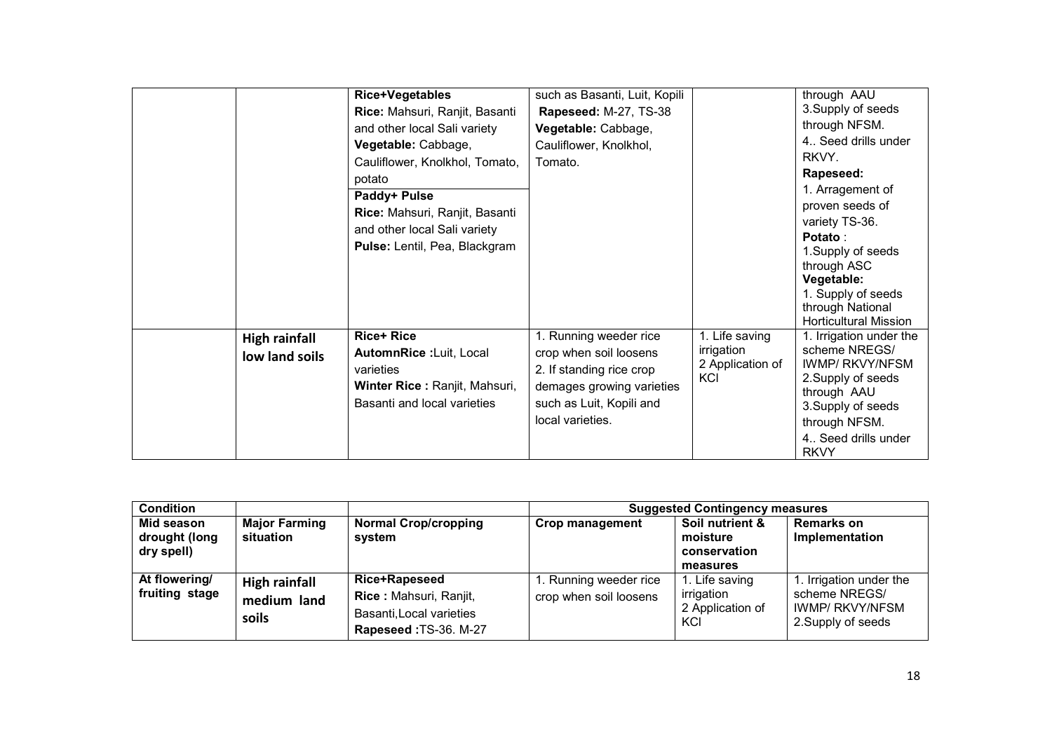| | | | | | |
|---|---|---|---|---|---|
| | | **Rice+Vegetables** **Rice:** Mahsuri, Ranjit, Basanti and other local Sali variety **Vegetable:** Cabbage, Cauliflower, Knolkhol, Tomato, potato **Paddy+ Pulse** **Rice:** Mahsuri, Ranjit, Basanti and other local Sali variety **Pulse:** Lentil, Pea, Blackgram | such as Basanti, Luit, Kopili **Rapeseed:** M-27, TS-38 **Vegetable:** Cabbage, Cauliflower, Knolkhol, Tomato. | | through AAU 3.Supply of seeds through NFSM. 4.. Seed drills under RKVY. **Rapeseed:** 1. Arragement of proven seeds of variety TS-36. **Potato** : 1.Supply of seeds through ASC **Vegetable:** 1. Supply of seeds through National Horticultural Mission |
| | **High rainfall low land soils** | **Rice+ Rice** **AutomnRice :**Luit, Local varieties **Winter Rice :** Ranjit, Mahsuri, Basanti and local varieties | 1. Running weeder rice crop when soil loosens 2. If standing rice crop demages growing varieties such as Luit, Kopili and local varieties. | 1. Life saving irrigation 2 Application of KCl | 1. Irrigation under the scheme NREGS/ IWMP/ RKVY/NFSM 2.Supply of seeds through AAU 3.Supply of seeds through NFSM. 4.. Seed drills under RKVY |

| **Condition** | | | **Suggested Contingency measures** | | |
|---|---|---|---|---|---|
| **Mid season drought (long dry spell)** | **Major Farming situation** | **Normal Crop/cropping system** | **Crop management** | **Soil nutrient & moisture conservation measures** | **Remarks on Implementation** |
| **At flowering/ fruiting stage** | **High rainfall medium land soils** | **Rice+Rapeseed** **Rice :** Mahsuri, Ranjit, Basanti,Local varieties **Rapeseed :**TS-36. M-27 | 1. Running weeder rice crop when soil loosens | 1. Life saving irrigation 2 Application of KCl | 1. Irrigation under the scheme NREGS/ IWMP/ RKVY/NFSM 2.Supply of seeds |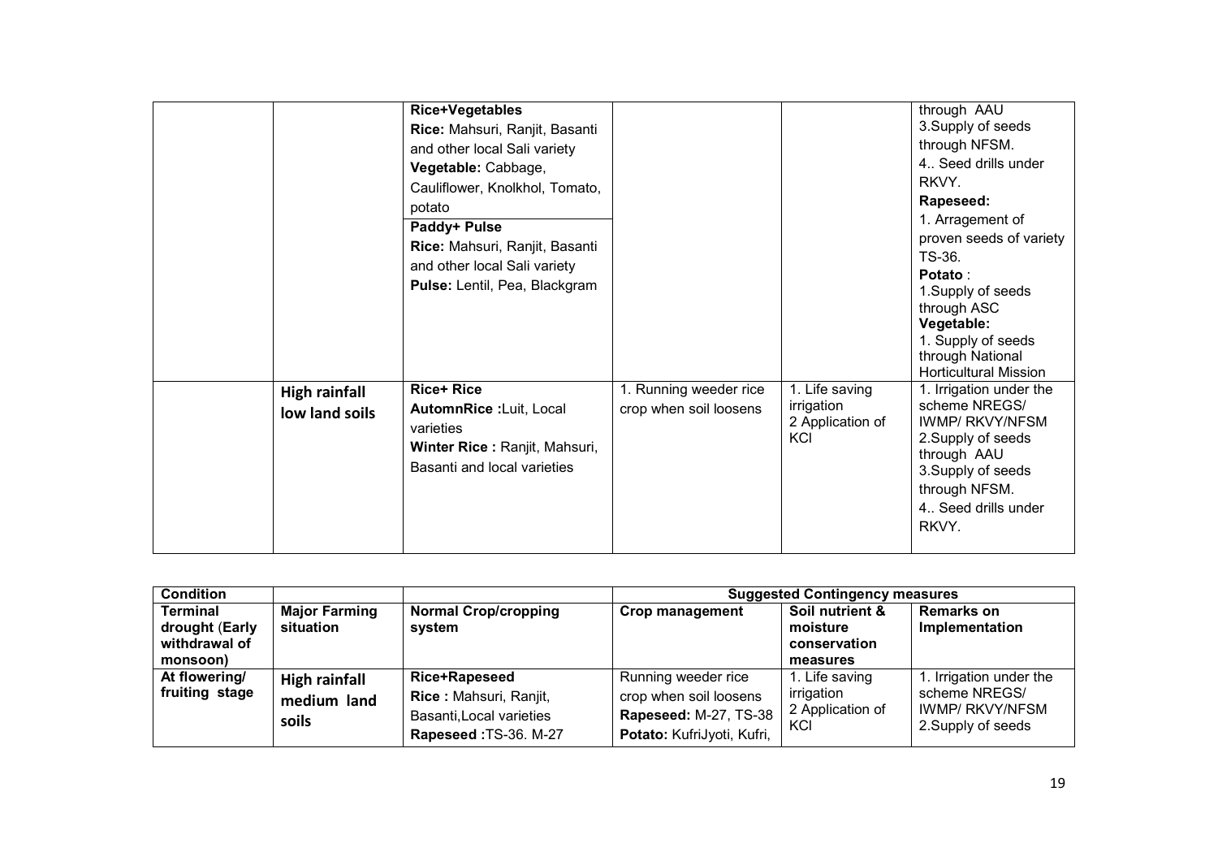|  |  | **Rice+Vegetables** **Rice:** Mahsuri, Ranjit, Basanti and other local Sali variety **Vegetable:** Cabbage, Cauliflower, Knolkhol, Tomato, potato |  |  | through AAU 3.Supply of seeds through NFSM. 4.. Seed drills under RKVY. **Rapeseed:** 1. Arragement of proven seeds of variety TS-36. **Potato** : 1.Supply of seeds through ASC **Vegetable:** 1. Supply of seeds through National Horticultural Mission |
|---|---|---|---|---|---|
|  |  | **Paddy+ Pulse** **Rice:** Mahsuri, Ranjit, Basanti and other local Sali variety **Pulse:** Lentil, Pea, Blackgram |  |  |  |
|  | **High rainfall low land soils** | **Rice+ Rice** **AutomnRice :**Luit, Local varieties **Winter Rice :** Ranjit, Mahsuri, Basanti and local varieties | 1. Running weeder rice crop when soil loosens | 1. Life saving irrigation 2 Application of KCl | 1. Irrigation under the scheme NREGS/ IWMP/ RKVY/NFSM 2.Supply of seeds through AAU 3.Supply of seeds through NFSM. 4.. Seed drills under RKVY. |

| **Condition** |  |  | **Suggested Contingency measures** |  |  |
|---|---|---|---|---|---|
| **Terminal drought (Early withdrawal of monsoon)** | **Major Farming situation** | **Normal Crop/cropping system** | **Crop management** | **Soil nutrient & moisture conservation measures** | **Remarks on Implementation** |
| **At flowering/ fruiting stage** | **High rainfall medium land soils** | **Rice+Rapeseed** **Rice :** Mahsuri, Ranjit, Basanti,Local varieties **Rapeseed :**TS-36. M-27 | Running weeder rice crop when soil loosens **Rapeseed:** M-27, TS-38 **Potato:** KufriJyoti, Kufri, | 1. Life saving irrigation 2 Application of KCl | 1. Irrigation under the scheme NREGS/ IWMP/ RKVY/NFSM 2.Supply of seeds |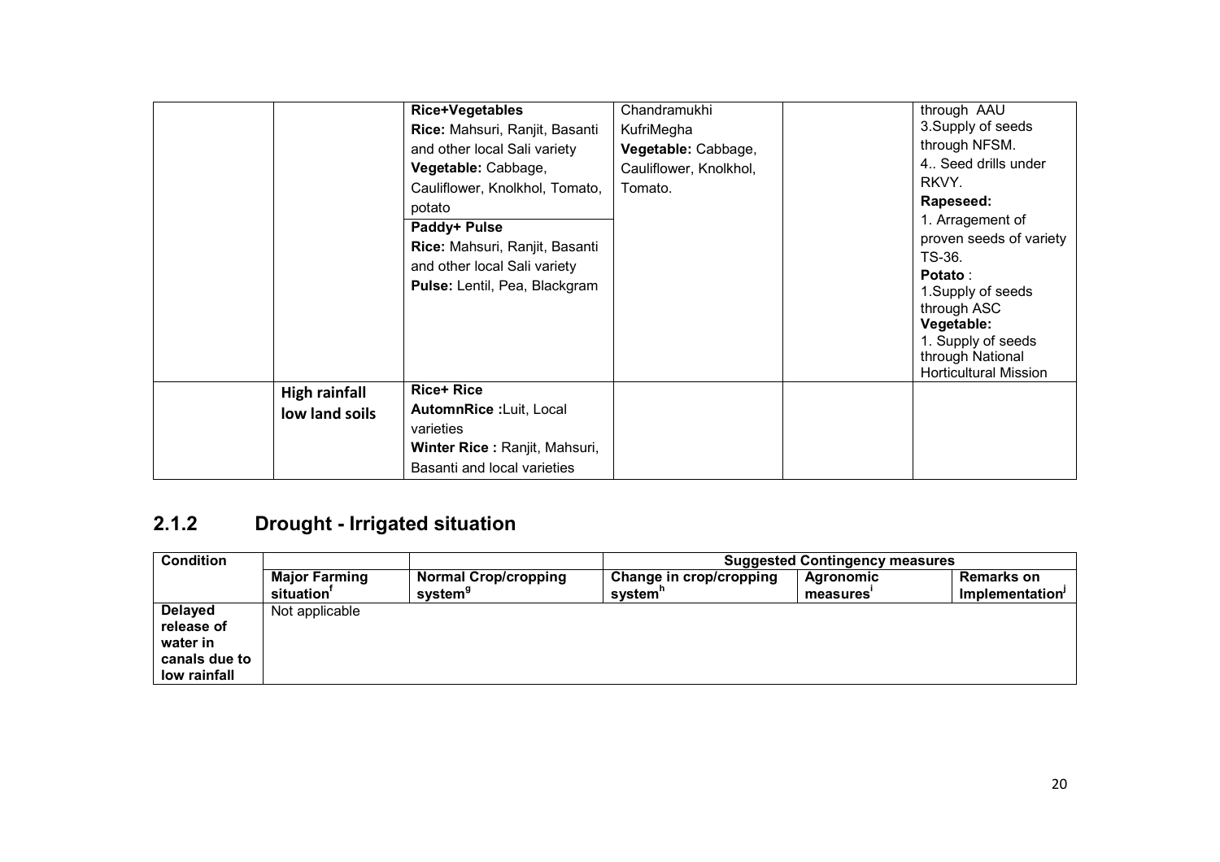| | | | | | |
|---|---|---|---|---|---|
| | | **Rice+Vegetables**<br>**Rice:** Mahsuri, Ranjit, Basanti and other local Sali variety<br>**Vegetable:** Cabbage, Cauliflower, Knolkhol, Tomato, potato | Chandramukhi<br>KufriMegha<br>**Vegetable:** Cabbage, Cauliflower, Knolkhol, Tomato. | | through AAU<br>3.Supply of seeds through NFSM.<br>4.. Seed drills under RKVY.<br>**Rapeseed:**<br>1. Arragement of proven seeds of variety TS-36.<br>**Potato** :<br>1.Supply of seeds through ASC<br>**Vegetable:**<br>1. Supply of seeds through National Horticultural Mission |
| | | **Paddy+ Pulse**<br>**Rice:** Mahsuri, Ranjit, Basanti and other local Sali variety<br>**Pulse:** Lentil, Pea, Blackgram | | | |
| | **High rainfall low land soils** | **Rice+ Rice**<br>**AutomnRice :**Luit, Local varieties<br>**Winter Rice :** Ranjit, Mahsuri, Basanti and local varieties | | | |

## 2.1.2 Drought - Irrigated situation

| Condition | | | Suggested Contingency measures | | |
|---|---|---|---|---|---|
| | **Major Farming situation**[f] | **Normal Crop/cropping system**[g] | **Change in crop/cropping system**[h] | **Agronomic measures**[i] | **Remarks on Implementation**[j] |
| **Delayed release of water in canals due to low rainfall** | Not applicable | | | | |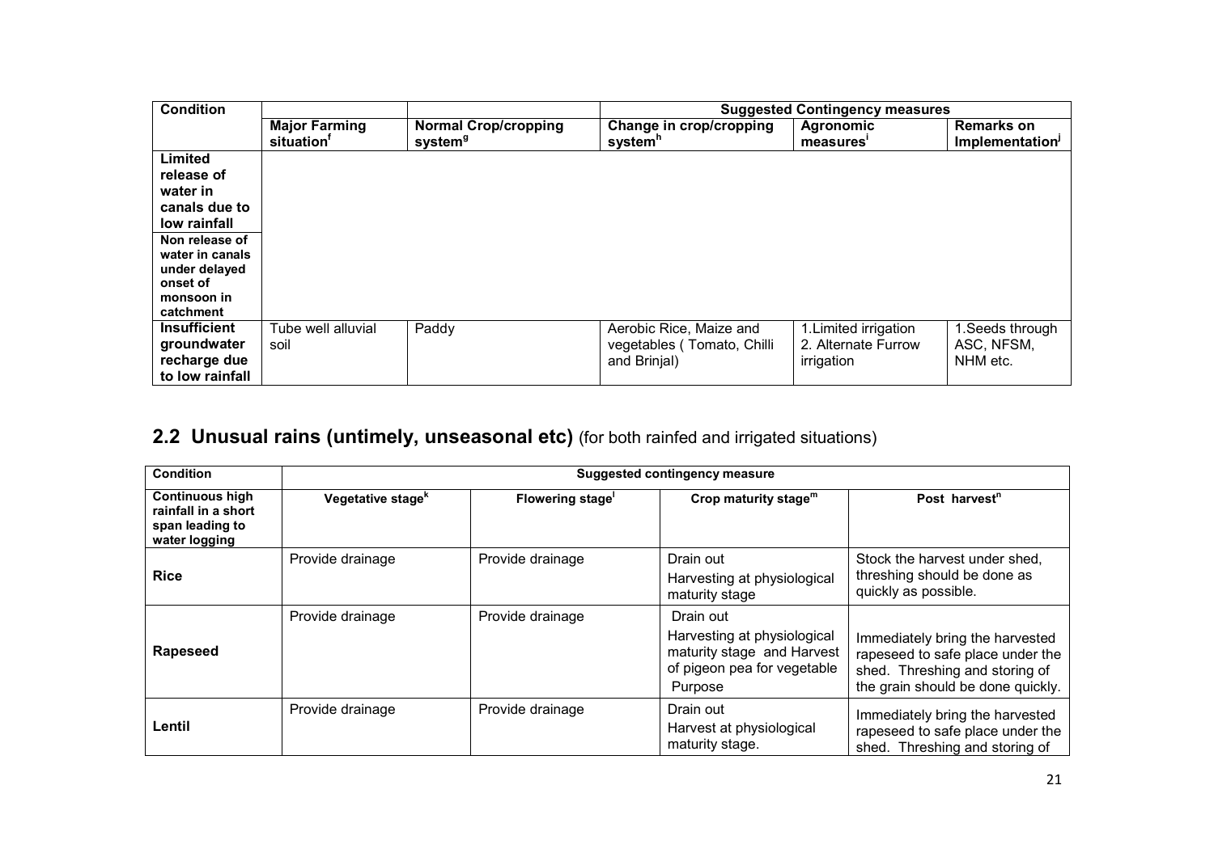| Condition | | | Suggested Contingency measures | | |
|---|---|---|---|---|---|
| | Major Farming situation[f] | Normal Crop/cropping system[g] | Change in crop/cropping system[h] | Agronomic measures[i] | Remarks on Implementation[j] |
| **Limited release of water in canals due to low rainfall** | | | | | |
| **Non release of water in canals under delayed onset of monsoon in catchment** | | | | | |
| **Insufficient groundwater recharge due to low rainfall** | Tube well alluvial soil | Paddy | Aerobic Rice, Maize and vegetables ( Tomato, Chilli and Brinjal) | 1.Limited irrigation<br>2. Alternate Furrow irrigation | 1.Seeds through ASC, NFSM, NHM etc. |

## 2.2 Unusual rains (untimely, unseasonal etc) (for both rainfed and irrigated situations)

| Condition | Suggested contingency measure | | | |
|---|---|---|---|---|
| **Continuous high rainfall in a short span leading to water logging** | Vegetative stage[k] | Flowering stage[l] | Crop maturity stage[m] | Post harvest[n] |
| **Rice** | Provide drainage | Provide drainage | Drain out<br>Harvesting at physiological maturity stage | Stock the harvest under shed, threshing should be done as quickly as possible. |
| **Rapeseed** | Provide drainage | Provide drainage | Drain out<br>Harvesting at physiological maturity stage and Harvest of pigeon pea for vegetable Purpose | Immediately bring the harvested rapeseed to safe place under the shed. Threshing and storing of the grain should be done quickly. |
| **Lentil** | Provide drainage | Provide drainage | Drain out<br>Harvest at physiological maturity stage. | Immediately bring the harvested rapeseed to safe place under the shed. Threshing and storing of |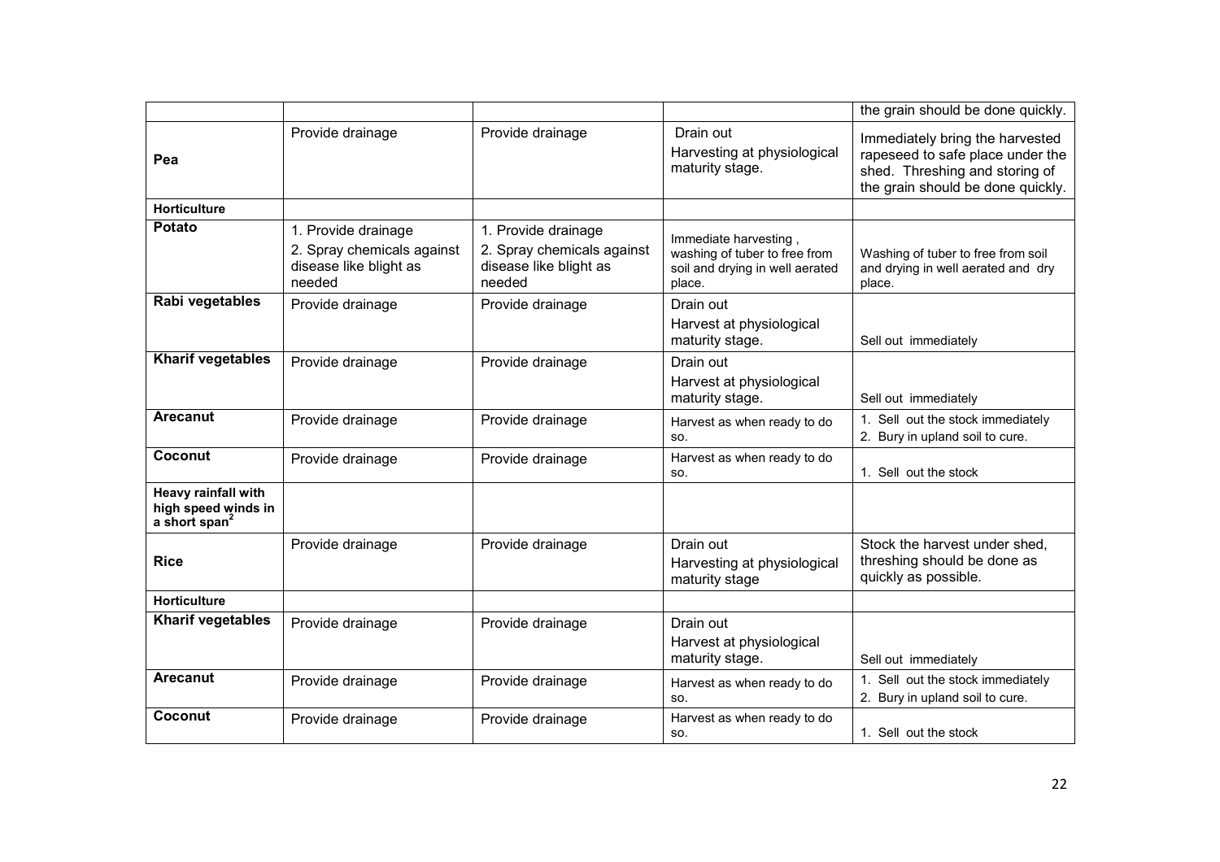| | | | | |
|---|---|---|---|---|
| | | | | the grain should be done quickly. |
| **Pea** | Provide drainage | Provide drainage | Drain out<br>Harvesting at physiological maturity stage. | Immediately bring the harvested rapeseed to safe place under the shed. Threshing and storing of the grain should be done quickly. |
| **Horticulture** | | | | |
| **Potato** | 1. Provide drainage<br>2. Spray chemicals against disease like blight as needed | 1. Provide drainage<br>2. Spray chemicals against disease like blight as needed | Immediate harvesting , washing of tuber to free from soil and drying in well aerated place. | Washing of tuber to free from soil and drying in well aerated and dry place. |
| **Rabi vegetables** | Provide drainage | Provide drainage | Drain out<br>Harvest at physiological maturity stage. | Sell out immediately |
| **Kharif vegetables** | Provide drainage | Provide drainage | Drain out<br>Harvest at physiological maturity stage. | Sell out immediately |
| **Arecanut** | Provide drainage | Provide drainage | Harvest as when ready to do so. | 1. Sell out the stock immediately<br>2. Bury in upland soil to cure. |
| **Coconut** | Provide drainage | Provide drainage | Harvest as when ready to do so. | 1. Sell out the stock |
| **Heavy rainfall with high speed winds in a short span[2]** | | | | |
| **Rice** | Provide drainage | Provide drainage | Drain out<br>Harvesting at physiological maturity stage | Stock the harvest under shed, threshing should be done as quickly as possible. |
| **Horticulture** | | | | |
| **Kharif vegetables** | Provide drainage | Provide drainage | Drain out<br>Harvest at physiological maturity stage. | Sell out immediately |
| **Arecanut** | Provide drainage | Provide drainage | Harvest as when ready to do so. | 1. Sell out the stock immediately<br>2. Bury in upland soil to cure. |
| **Coconut** | Provide drainage | Provide drainage | Harvest as when ready to do so. | 1. Sell out the stock |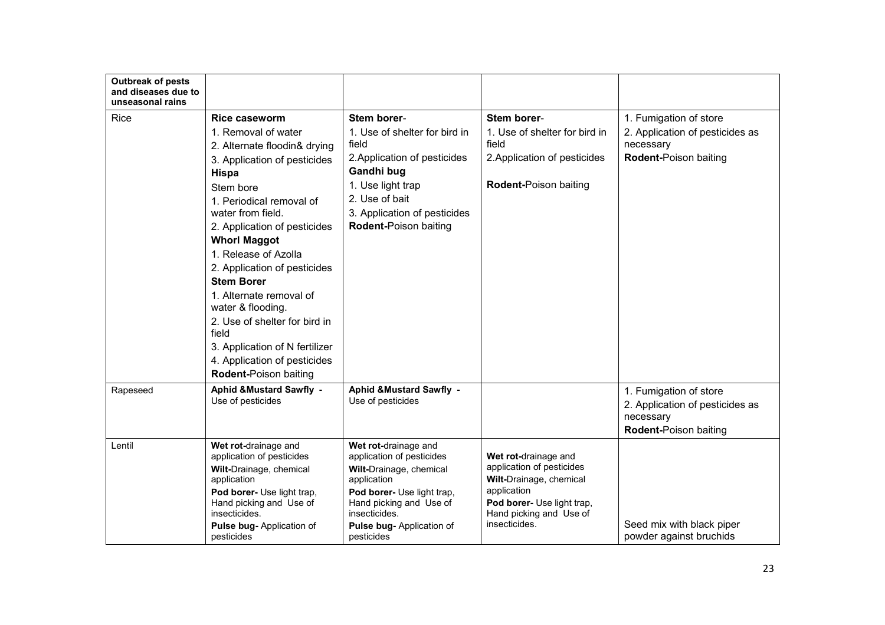| Outbreak of pests and diseases due to unseasonal rains | | | | |
|---|---|---|---|---|
| Rice | **Rice caseworm**<br>1. Removal of water<br>2. Alternate floodin& drying<br>3. Application of pesticides<br>**Hispa**<br>Stem bore<br>1. Periodical removal of water from field.<br>2. Application of pesticides<br>**Whorl Maggot**<br>1. Release of Azolla<br>2. Application of pesticides<br>**Stem Borer**<br>1. Alternate removal of water & flooding.<br>2. Use of shelter for bird in field<br>3. Application of N fertilizer<br>4. Application of pesticides<br>**Rodent-**Poison baiting | **Stem borer**-<br>1. Use of shelter for bird in field<br>2.Application of pesticides<br>**Gandhi bug**<br>1. Use light trap<br>2. Use of bait<br>3. Application of pesticides<br>**Rodent-**Poison baiting | **Stem borer**-<br>1. Use of shelter for bird in field<br>2.Application of pesticides<br><br>**Rodent-**Poison baiting | 1. Fumigation of store<br>2. Application of pesticides as necessary<br>**Rodent-**Poison baiting |
| Rapeseed | **Aphid &Mustard Sawfly -** Use of pesticides | **Aphid &Mustard Sawfly -** Use of pesticides | | 1. Fumigation of store<br>2. Application of pesticides as necessary<br>**Rodent-**Poison baiting |
| Lentil | **Wet rot-**drainage and application of pesticides<br>**Wilt-**Drainage, chemical application<br>**Pod borer-** Use light trap, Hand picking and Use of insecticides.<br>**Pulse bug-** Application of pesticides | **Wet rot-**drainage and application of pesticides<br>**Wilt-**Drainage, chemical application<br>**Pod borer-** Use light trap, Hand picking and Use of insecticides.<br>**Pulse bug-** Application of pesticides | **Wet rot-**drainage and application of pesticides<br>**Wilt-**Drainage, chemical application<br>**Pod borer-** Use light trap, Hand picking and Use of insecticides. | Seed mix with black piper powder against bruchids |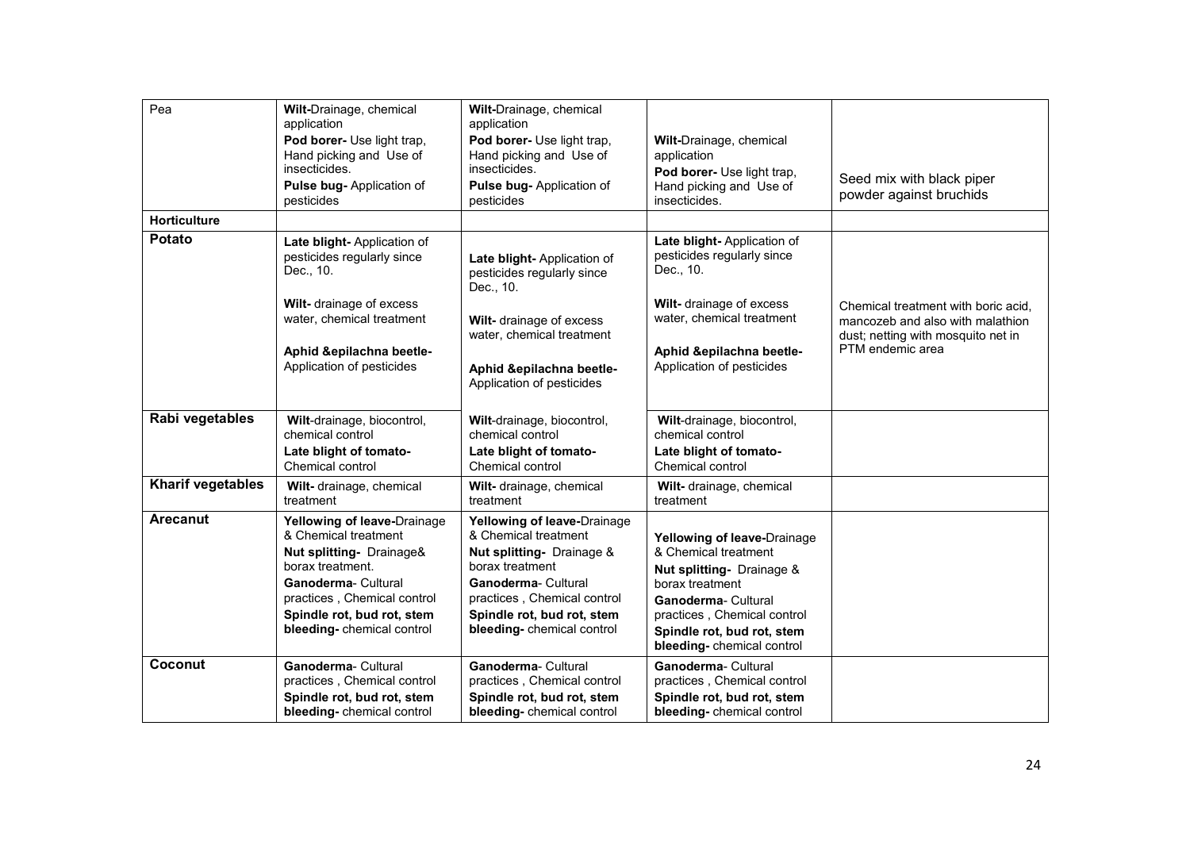| Pea | **Wilt-**Drainage, chemical application **Pod borer-** Use light trap, Hand picking and Use of insecticides. **Pulse bug-** Application of pesticides | **Wilt-**Drainage, chemical application **Pod borer-** Use light trap, Hand picking and Use of insecticides. **Pulse bug-** Application of pesticides | **Wilt-**Drainage, chemical application **Pod borer-** Use light trap, Hand picking and Use of insecticides. | Seed mix with black piper powder against bruchids |
|---|---|---|---|---|
| **Horticulture** | | | | |
| **Potato** | **Late blight-** Application of pesticides regularly since Dec., 10. **Wilt-** drainage of excess water, chemical treatment **Aphid &epilachna beetle-** Application of pesticides | **Late blight-** Application of pesticides regularly since Dec., 10. **Wilt-** drainage of excess water, chemical treatment **Aphid &epilachna beetle-** Application of pesticides | **Late blight-** Application of pesticides regularly since Dec., 10. **Wilt-** drainage of excess water, chemical treatment **Aphid &epilachna beetle-** Application of pesticides | Chemical treatment with boric acid, mancozeb and also with malathion dust; netting with mosquito net in PTM endemic area |
| **Rabi vegetables** | **Wilt**-drainage, biocontrol, chemical control **Late blight of tomato-** Chemical control | **Wilt**-drainage, biocontrol, chemical control **Late blight of tomato-** Chemical control | **Wilt**-drainage, biocontrol, chemical control **Late blight of tomato-** Chemical control | |
| **Kharif vegetables** | **Wilt-** drainage, chemical treatment | **Wilt-** drainage, chemical treatment | **Wilt-** drainage, chemical treatment | |
| **Arecanut** | **Yellowing of leave-**Drainage & Chemical treatment **Nut splitting-** Drainage& borax treatment. **Ganoderma**- Cultural practices , Chemical control **Spindle rot, bud rot, stem bleeding-** chemical control | **Yellowing of leave-**Drainage & Chemical treatment **Nut splitting-** Drainage & borax treatment **Ganoderma**- Cultural practices , Chemical control **Spindle rot, bud rot, stem bleeding-** chemical control | **Yellowing of leave-**Drainage & Chemical treatment **Nut splitting-** Drainage & borax treatment **Ganoderma**- Cultural practices , Chemical control **Spindle rot, bud rot, stem bleeding-** chemical control | |
| **Coconut** | **Ganoderma**- Cultural practices , Chemical control **Spindle rot, bud rot, stem bleeding-** chemical control | **Ganoderma**- Cultural practices , Chemical control **Spindle rot, bud rot, stem bleeding-** chemical control | **Ganoderma**- Cultural practices , Chemical control **Spindle rot, bud rot, stem bleeding-** chemical control | |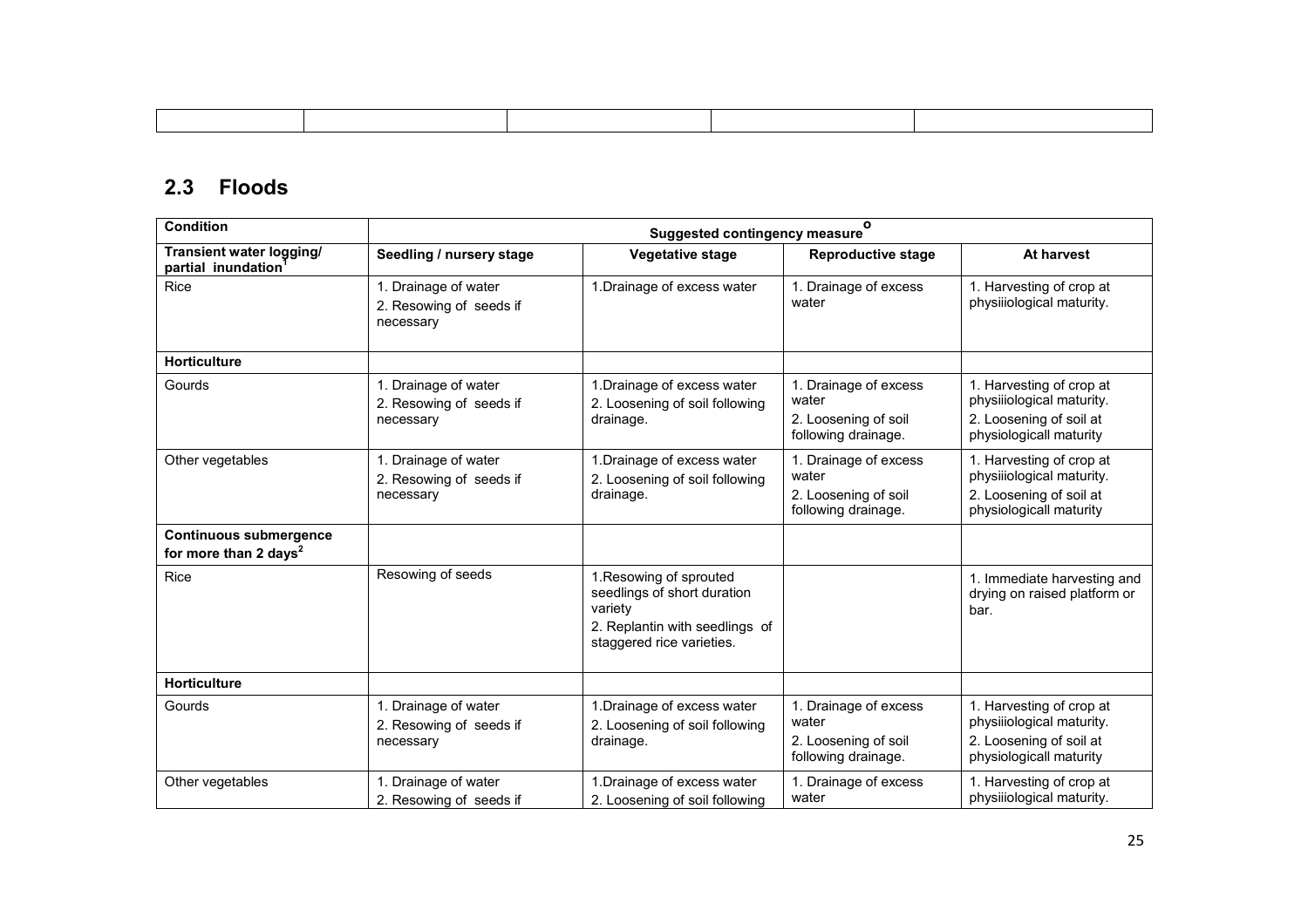| | | | | |
|---|---|---|---|---|
| | | | | |

## 2.3 Floods

| Condition | Suggested contingency measure[o] | | | |
|---|---|---|---|---|
| **Transient water logging/ partial inundation[1]** | **Seedling / nursery stage** | **Vegetative stage** | **Reproductive stage** | **At harvest** |
| Rice | 1. Drainage of water<br>2. Resowing of seeds if necessary | 1.Drainage of excess water | 1. Drainage of excess water | 1. Harvesting of crop at physiiiological maturity. |
| **Horticulture** | | | | |
| Gourds | 1. Drainage of water<br>2. Resowing of seeds if necessary | 1.Drainage of excess water<br>2. Loosening of soil following drainage. | 1. Drainage of excess water<br>2. Loosening of soil following drainage. | 1. Harvesting of crop at physiiiological maturity.<br>2. Loosening of soil at physiologicall maturity |
| Other vegetables | 1. Drainage of water<br>2. Resowing of seeds if necessary | 1.Drainage of excess water<br>2. Loosening of soil following drainage. | 1. Drainage of excess water<br>2. Loosening of soil following drainage. | 1. Harvesting of crop at physiiiological maturity.<br>2. Loosening of soil at physiologicall maturity |
| **Continuous submergence for more than 2 days[2]** | | | | |
| Rice | Resowing of seeds | 1.Resowing of sprouted seedlings of short duration variety<br>2. Replantin with seedlings of staggered rice varieties. | | 1. Immediate harvesting and drying on raised platform or bar. |
| **Horticulture** | | | | |
| Gourds | 1. Drainage of water<br>2. Resowing of seeds if necessary | 1.Drainage of excess water<br>2. Loosening of soil following drainage. | 1. Drainage of excess water<br>2. Loosening of soil following drainage. | 1. Harvesting of crop at physiiiological maturity.<br>2. Loosening of soil at physiologicall maturity |
| Other vegetables | 1. Drainage of water<br>2. Resowing of seeds if | 1.Drainage of excess water<br>2. Loosening of soil following | 1. Drainage of excess water | 1. Harvesting of crop at physiiiological maturity. |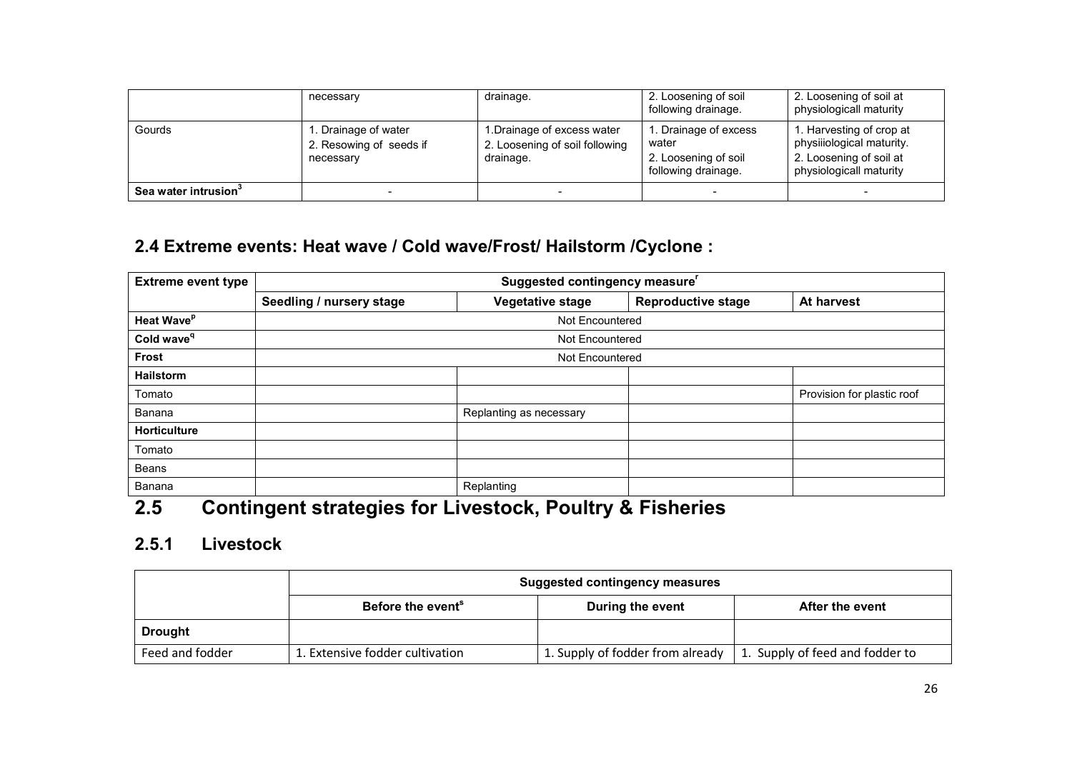|  | necessary | drainage. | 2. Loosening of soil following drainage. | 2. Loosening of soil at physiologicall maturity |
|---|---|---|---|---|
| Gourds | 1. Drainage of water<br>2. Resowing of seeds if necessary | 1.Drainage of excess water<br>2. Loosening of soil following drainage. | 1. Drainage of excess water<br>2. Loosening of soil following drainage. | 1. Harvesting of crop at physiiiological maturity.<br>2. Loosening of soil at physiologicall maturity |
| **Sea water intrusion**[3] | - | - | - | - |

## 2.4 Extreme events: Heat wave / Cold wave/Frost/ Hailstorm /Cyclone :

| Extreme event type | Suggested contingency measure[r] | | | |
|---|---|---|---|---|
| | **Seedling / nursery stage** | **Vegetative stage** | **Reproductive stage** | **At harvest** |
| **Heat Wave**[p] | Not Encountered | | | |
| **Cold wave**[q] | Not Encountered | | | |
| **Frost** | Not Encountered | | | |
| **Hailstorm** | | | | |
| Tomato | | | | Provision for plastic roof |
| Banana | | Replanting as necessary | | |
| **Horticulture** | | | | |
| Tomato | | | | |
| Beans | | | | |
| Banana | | Replanting | | |

## 2.5 Contingent strategies for Livestock, Poultry & Fisheries

### 2.5.1 Livestock

| | Suggested contingency measures | | |
|---|---|---|---|
| | **Before the event**[s] | **During the event** | **After the event** |
| **Drought** | | | |
| Feed and fodder | 1. Extensive fodder cultivation | 1. Supply of fodder from already | 1. Supply of feed and fodder to |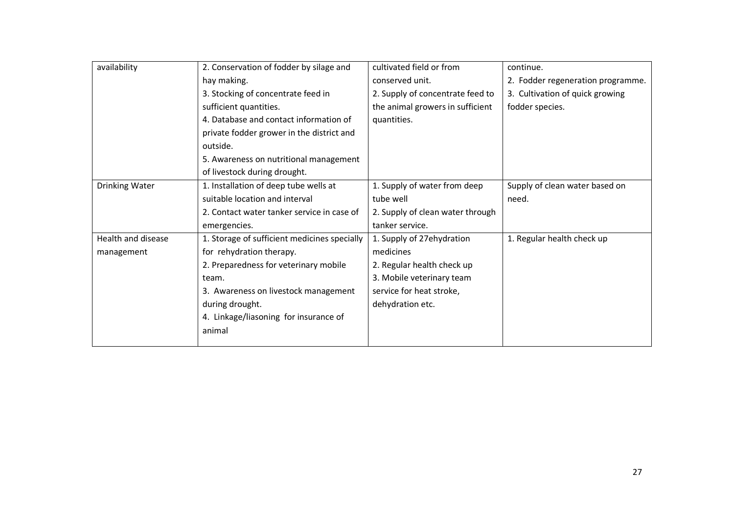| availability | 2. Conservation of fodder by silage and hay making.<br>3. Stocking of concentrate feed in sufficient quantities.<br>4. Database and contact information of private fodder grower in the district and outside.<br>5. Awareness on nutritional management of livestock during drought. | cultivated field or from conserved unit.<br>2. Supply of concentrate feed to the animal growers in sufficient quantities. | continue.<br>2. Fodder regeneration programme.<br>3. Cultivation of quick growing fodder species. |
|---|---|---|---|
| Drinking Water | 1. Installation of deep tube wells at suitable location and interval<br>2. Contact water tanker service in case of emergencies. | 1. Supply of water from deep tube well<br>2. Supply of clean water through tanker service. | Supply of clean water based on need. |
| Health and disease management | 1. Storage of sufficient medicines specially for rehydration therapy.<br>2. Preparedness for veterinary mobile team.<br>3. Awareness on livestock management during drought.<br>4. Linkage/liasoning for insurance of animal | 1. Supply of 27ehydration medicines<br>2. Regular health check up<br>3. Mobile veterinary team service for heat stroke, dehydration etc. | 1. Regular health check up |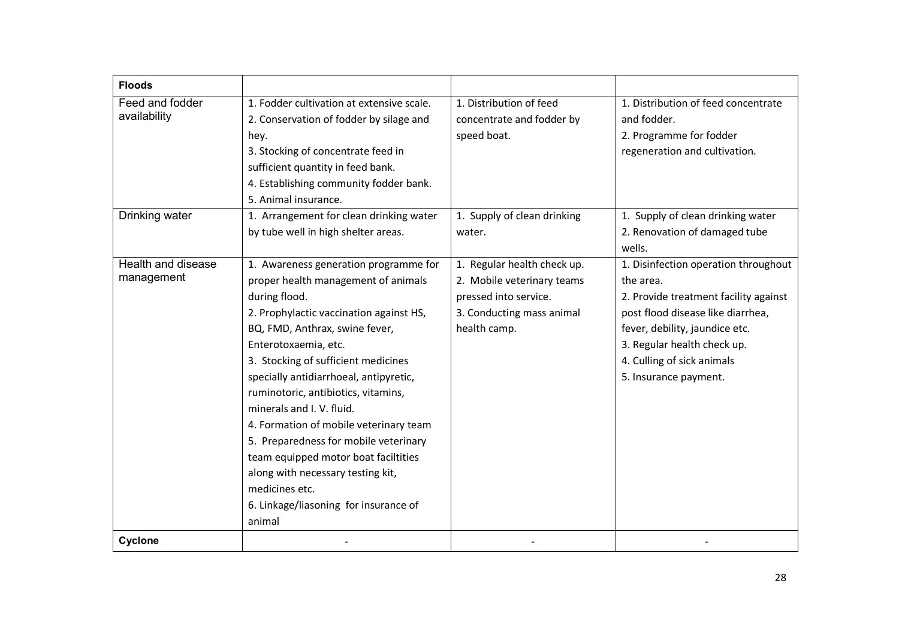| **Floods** | | | |
|---|---|---|---|
| Feed and fodder availability | 1. Fodder cultivation at extensive scale.<br>2. Conservation of fodder by silage and hey.<br>3. Stocking of concentrate feed in sufficient quantity in feed bank.<br>4. Establishing community fodder bank.<br>5. Animal insurance. | 1. Distribution of feed concentrate and fodder by speed boat. | 1. Distribution of feed concentrate and fodder.<br>2. Programme for fodder regeneration and cultivation. |
| Drinking water | 1. Arrangement for clean drinking water by tube well in high shelter areas. | 1. Supply of clean drinking water. | 1. Supply of clean drinking water<br>2. Renovation of damaged tube wells. |
| Health and disease management | 1. Awareness generation programme for proper health management of animals during flood.<br>2. Prophylactic vaccination against HS, BQ, FMD, Anthrax, swine fever, Enterotoxaemia, etc.<br>3. Stocking of sufficient medicines specially antidiarrhoeal, antipyretic, ruminotoric, antibiotics, vitamins, minerals and I. V. fluid.<br>4. Formation of mobile veterinary team<br>5. Preparedness for mobile veterinary team equipped motor boat faciltities along with necessary testing kit, medicines etc.<br>6. Linkage/liasoning for insurance of animal | 1. Regular health check up.<br>2. Mobile veterinary teams pressed into service.<br>3. Conducting mass animal health camp. | 1. Disinfection operation throughout the area.<br>2. Provide treatment facility against post flood disease like diarrhea, fever, debility, jaundice etc.<br>3. Regular health check up.<br>4. Culling of sick animals<br>5. Insurance payment. |
| **Cyclone** | - | - | - |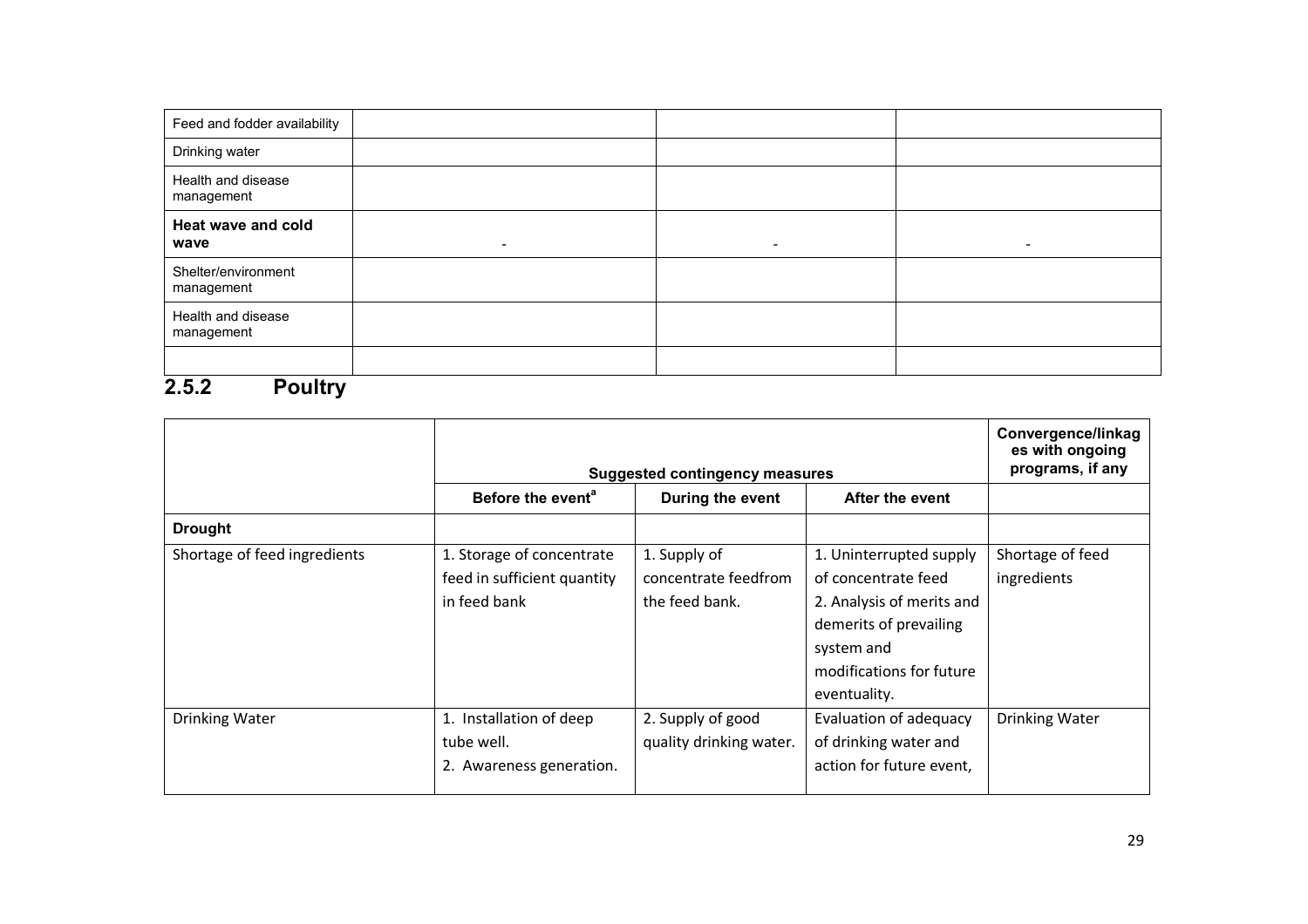| | | | |
|---|---|---|---|
| Feed and fodder availability | | | |
| Drinking water | | | |
| Health and disease management | | | |
| **Heat wave and cold wave** | - | - | - |
| Shelter/environment management | | | |
| Health and disease management | | | |
| | | | |

## 2.5.2 Poultry

| | Suggested contingency measures | | | Convergence/linkages with ongoing programs, if any |
|---|---|---|---|---|
| | Before the event[a] | During the event | After the event | |
| **Drought** | | | | |
| Shortage of feed ingredients | 1. Storage of concentrate feed in sufficient quantity in feed bank | 1. Supply of concentrate feedfrom the feed bank. | 1. Uninterrupted supply of concentrate feed 2. Analysis of merits and demerits of prevailing system and modifications for future eventuality. | Shortage of feed ingredients |
| Drinking Water | 1. Installation of deep tube well. 2. Awareness generation. | 2. Supply of good quality drinking water. | Evaluation of adequacy of drinking water and action for future event, | Drinking Water |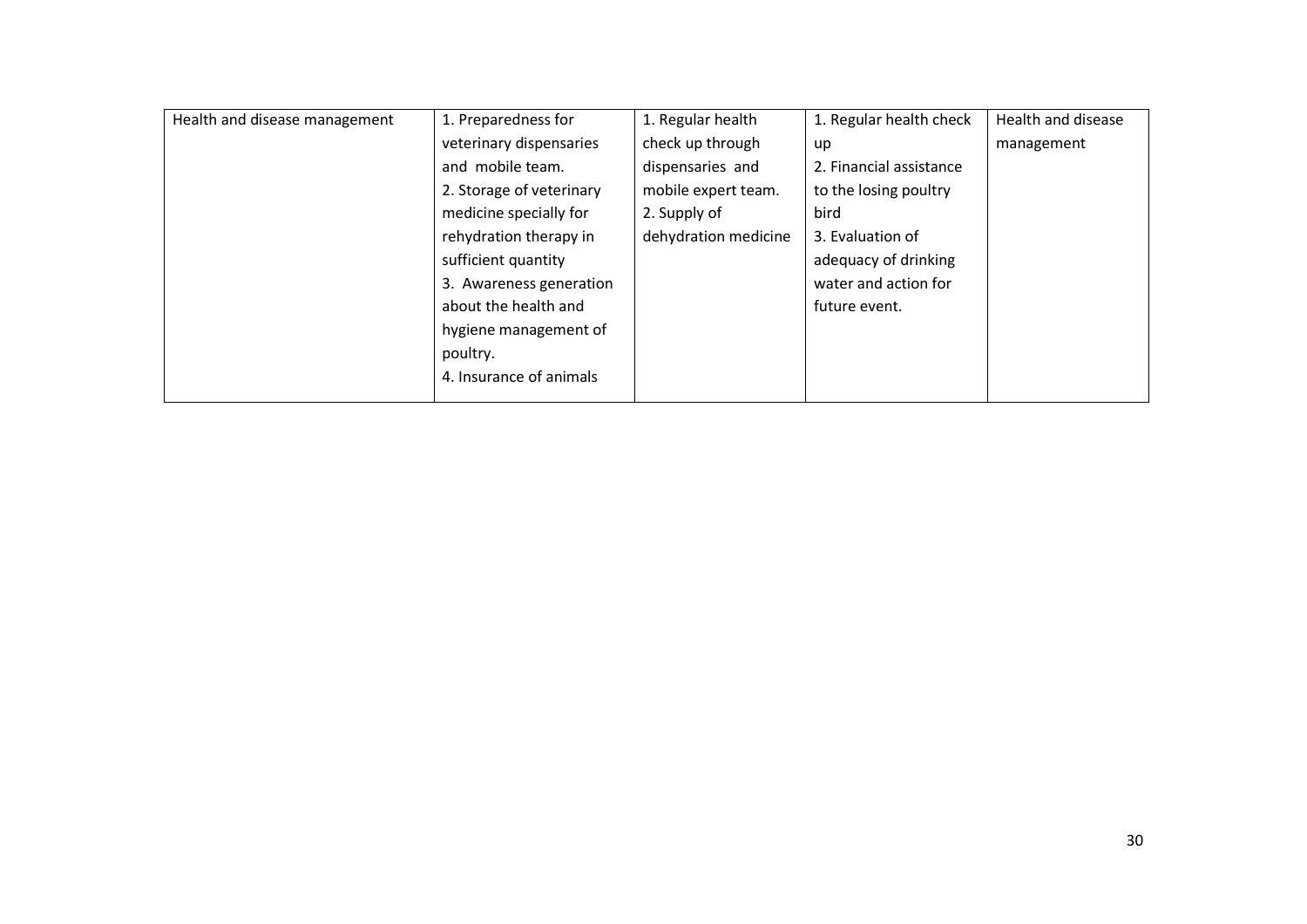| Health and disease management | 1. Preparedness for veterinary dispensaries and mobile team.<br>2. Storage of veterinary medicine specially for rehydration therapy in sufficient quantity<br>3. Awareness generation about the health and hygiene management of poultry.<br>4. Insurance of animals | 1. Regular health check up through dispensaries and mobile expert team.<br>2. Supply of dehydration medicine | 1. Regular health check up<br>2. Financial assistance to the losing poultry bird<br>3. Evaluation of adequacy of drinking water and action for future event. | Health and disease management |
|---|---|---|---|---|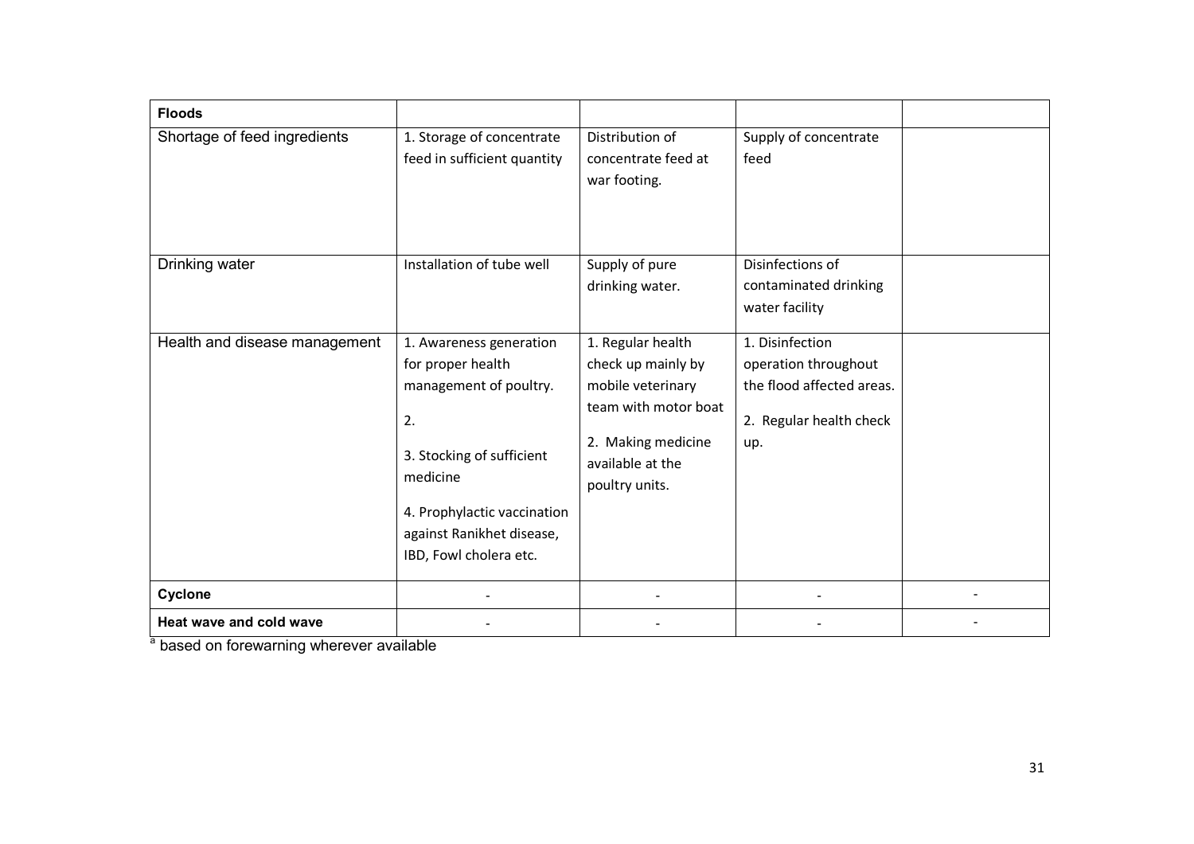| **Floods** | | | | |
|---|---|---|---|---|
| Shortage of feed ingredients | 1. Storage of concentrate feed in sufficient quantity | Distribution of concentrate feed at war footing. | Supply of concentrate feed | |
| Drinking water | Installation of tube well | Supply of pure drinking water. | Disinfections of contaminated drinking water facility | |
| Health and disease management | 1. Awareness generation for proper health management of poultry.<br><br>2.<br><br>3. Stocking of sufficient medicine<br><br>4. Prophylactic vaccination against Ranikhet disease, IBD, Fowl cholera etc. | 1. Regular health check up mainly by mobile veterinary team with motor boat<br><br>2. Making medicine available at the poultry units. | 1. Disinfection operation throughout the flood affected areas.<br><br>2. Regular health check up. | |
| **Cyclone** | - | - | - | - |
| **Heat wave and cold wave** | - | - | - | - |

[a] based on forewarning wherever available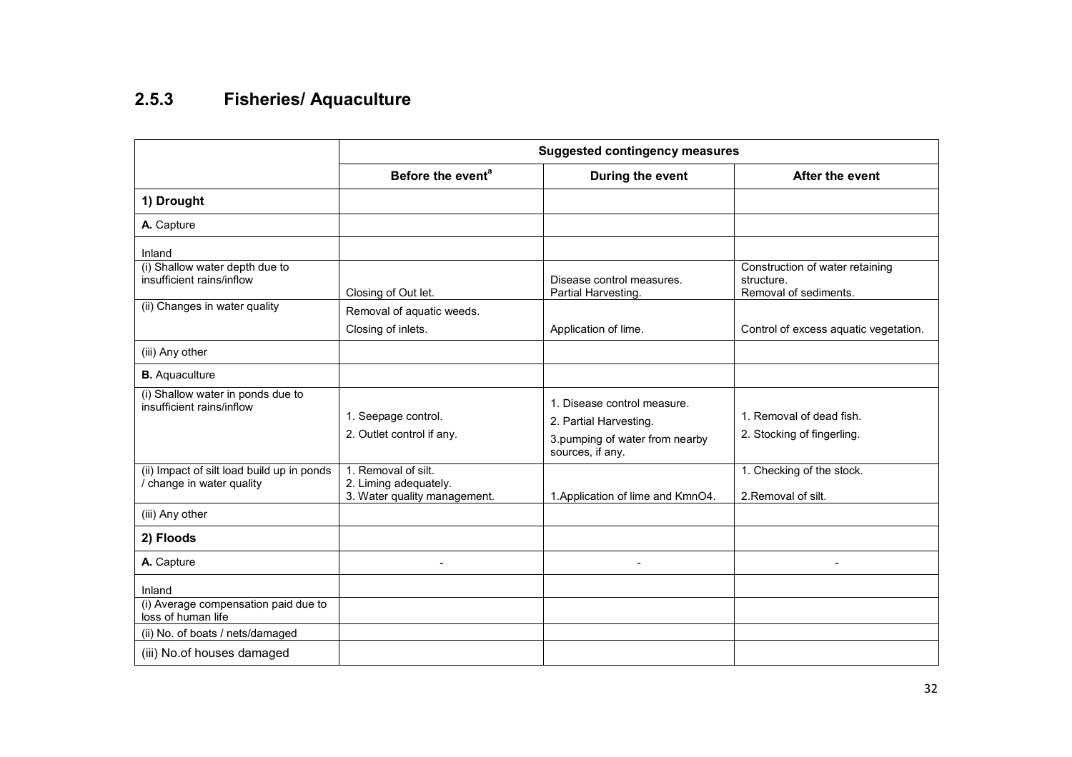### 2.5.3 Fisheries/ Aquaculture

| | Suggested contingency measures | | |
|---|---|---|---|
| | Before the event[a] | During the event | After the event |
| **1) Drought** | | | |
| **A.** Capture | | | |
| Inland | | | |
| (i) Shallow water depth due to insufficient rains/inflow | Closing of Out let. | Disease control measures. Partial Harvesting. | Construction of water retaining structure. Removal of sediments. |
| (ii) Changes in water quality | Removal of aquatic weeds. Closing of inlets. | Application of lime. | Control of excess aquatic vegetation. |
| (iii) Any other | | | |
| **B.** Aquaculture | | | |
| (i) Shallow water in ponds due to insufficient rains/inflow | 1. Seepage control. 2. Outlet control if any. | 1. Disease control measure. 2. Partial Harvesting. 3.pumping of water from nearby sources, if any. | 1. Removal of dead fish. 2. Stocking of fingerling. |
| (ii) Impact of silt load build up in ponds / change in water quality | 1. Removal of silt. 2. Liming adequately. 3. Water quality management. | 1.Application of lime and KmnO4. | 1. Checking of the stock. 2.Removal of silt. |
| (iii) Any other | | | |
| **2) Floods** | | | |
| **A.** Capture | - | - | - |
| Inland | | | |
| (i) Average compensation paid due to loss of human life | | | |
| (ii) No. of boats / nets/damaged | | | |
| (iii) No.of houses damaged | | | |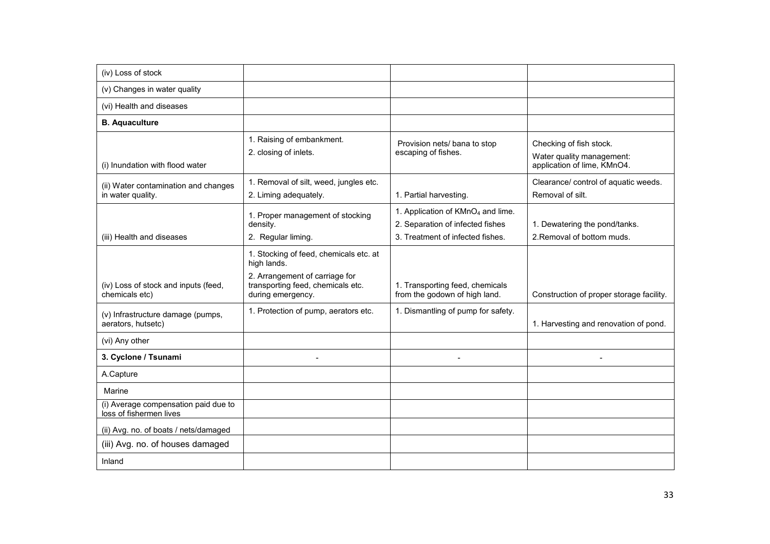| | | | |
|---|---|---|---|
| (iv) Loss of stock | | | |
| (v) Changes in water quality | | | |
| (vi) Health and diseases | | | |
| **B. Aquaculture** | | | |
| (i) Inundation with flood water | 1. Raising of embankment.<br>2. closing of inlets. | Provision nets/ bana to stop escaping of fishes. | Checking of fish stock.<br>Water quality management: application of lime, KMnO4. |
| (ii) Water contamination and changes in water quality. | 1. Removal of silt, weed, jungles etc.<br>2. Liming adequately. | 1. Partial harvesting. | Clearance/ control of aquatic weeds.<br>Removal of silt. |
| (iii) Health and diseases | 1. Proper management of stocking density.<br>2. Regular liming. | 1. Application of $KMnO_4$ and lime.<br>2. Separation of infected fishes<br>3. Treatment of infected fishes. | 1. Dewatering the pond/tanks.<br>2.Removal of bottom muds. |
| (iv) Loss of stock and inputs (feed, chemicals etc) | 1. Stocking of feed, chemicals etc. at high lands.<br>2. Arrangement of carriage for transporting feed, chemicals etc. during emergency. | 1. Transporting feed, chemicals from the godown of high land. | Construction of proper storage facility. |
| (v) Infrastructure damage (pumps, aerators, hutsetc) | 1. Protection of pump, aerators etc. | 1. Dismantling of pump for safety. | 1. Harvesting and renovation of pond. |
| (vi) Any other | | | |
| **3. Cyclone / Tsunami** | - | - | - |
| A.Capture | | | |
| Marine | | | |
| (i) Average compensation paid due to loss of fishermen lives | | | |
| (ii) Avg. no. of boats / nets/damaged | | | |
| (iii) Avg. no. of houses damaged | | | |
| Inland | | | |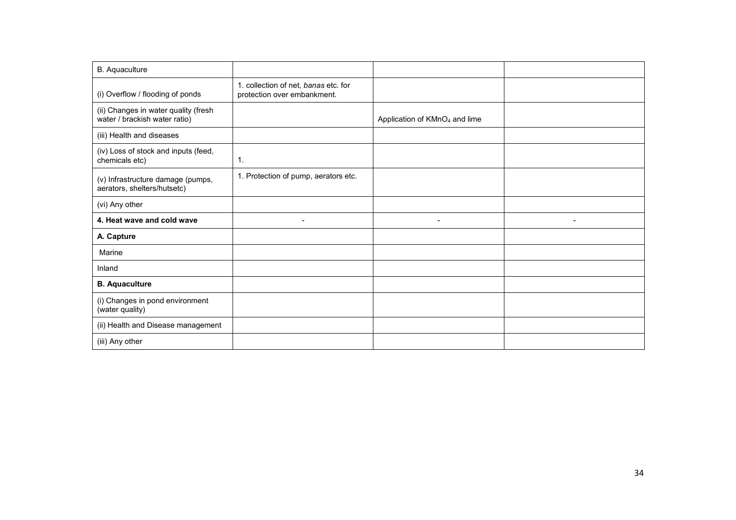| | | | |
|---|---|---|---|
| B. Aquaculture | | | |
| (i) Overflow / flooding of ponds | 1. collection of net, *banas* etc. for protection over embankment. | | |
| (ii) Changes in water quality (fresh water / brackish water ratio) | | Application of $KMnO_4$ and lime | |
| (iii) Health and diseases | | | |
| (iv) Loss of stock and inputs (feed, chemicals etc) | 1. | | |
| (v) Infrastructure damage (pumps, aerators, shelters/hutsetc) | 1. Protection of pump, aerators etc. | | |
| (vi) Any other | | | |
| **4. Heat wave and cold wave** | - | - | - |
| **A. Capture** | | | |
| Marine | | | |
| Inland | | | |
| **B. Aquaculture** | | | |
| (i) Changes in pond environment (water quality) | | | |
| (ii) Health and Disease management | | | |
| (iii) Any other | | | |